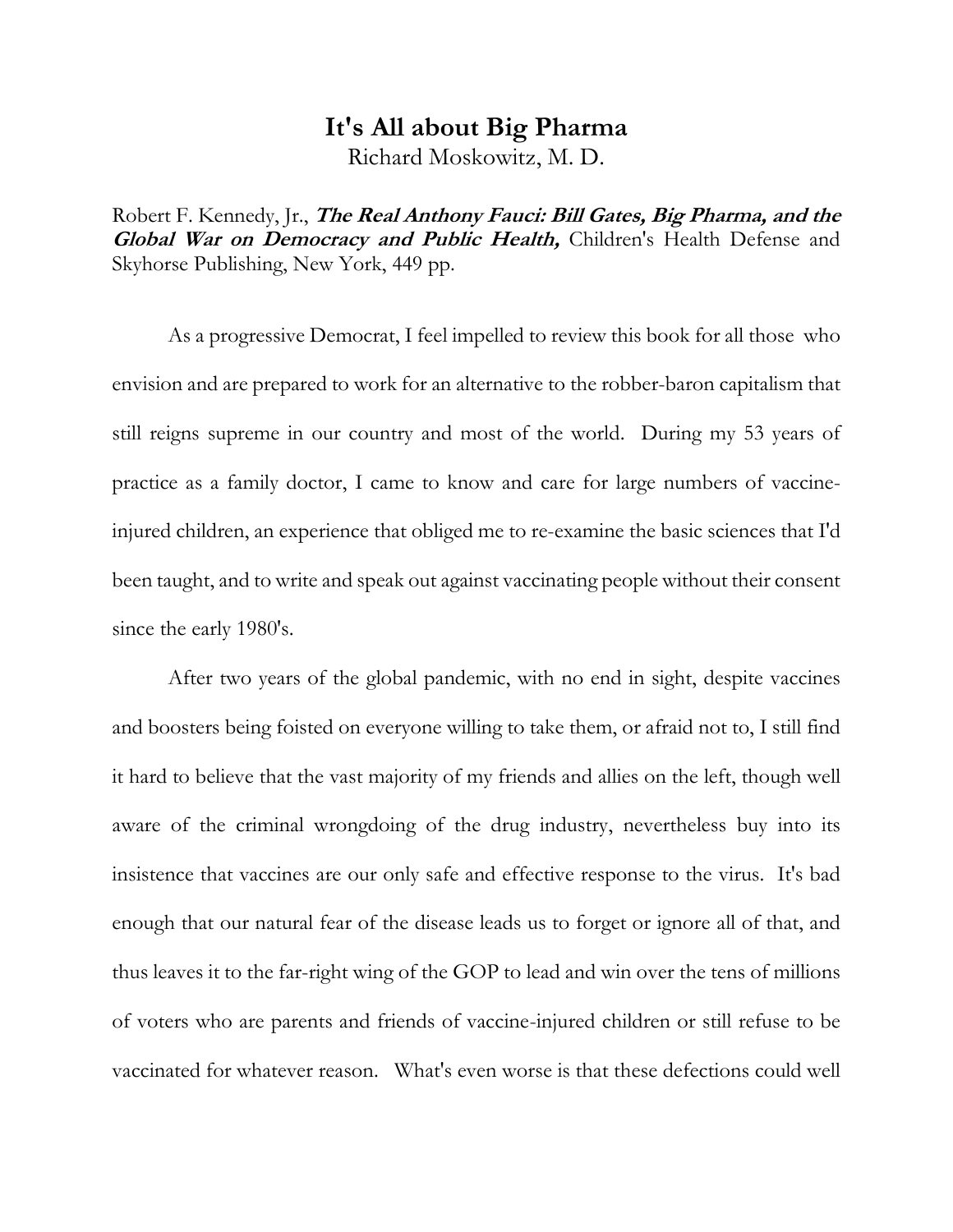# It's All about Big Pharma

Richard Moskowitz, M. D.

Robert F. Kennedy, Jr., ***The Real Anthony Fauci: Bill Gates, Big Pharma, and the Global War on Democracy and Public Health,*** Children's Health Defense and Skyhorse Publishing, New York, 449 pp.

As a progressive Democrat, I feel impelled to review this book for all those who envision and are prepared to work for an alternative to the robber-baron capitalism that still reigns supreme in our country and most of the world. During my 53 years of practice as a family doctor, I came to know and care for large numbers of vaccine-injured children, an experience that obliged me to re-examine the basic sciences that I'd been taught, and to write and speak out against vaccinating people without their consent since the early 1980's.

After two years of the global pandemic, with no end in sight, despite vaccines and boosters being foisted on everyone willing to take them, or afraid not to, I still find it hard to believe that the vast majority of my friends and allies on the left, though well aware of the criminal wrongdoing of the drug industry, nevertheless buy into its insistence that vaccines are our only safe and effective response to the virus. It's bad enough that our natural fear of the disease leads us to forget or ignore all of that, and thus leaves it to the far-right wing of the GOP to lead and win over the tens of millions of voters who are parents and friends of vaccine-injured children or still refuse to be vaccinated for whatever reason. What's even worse is that these defections could well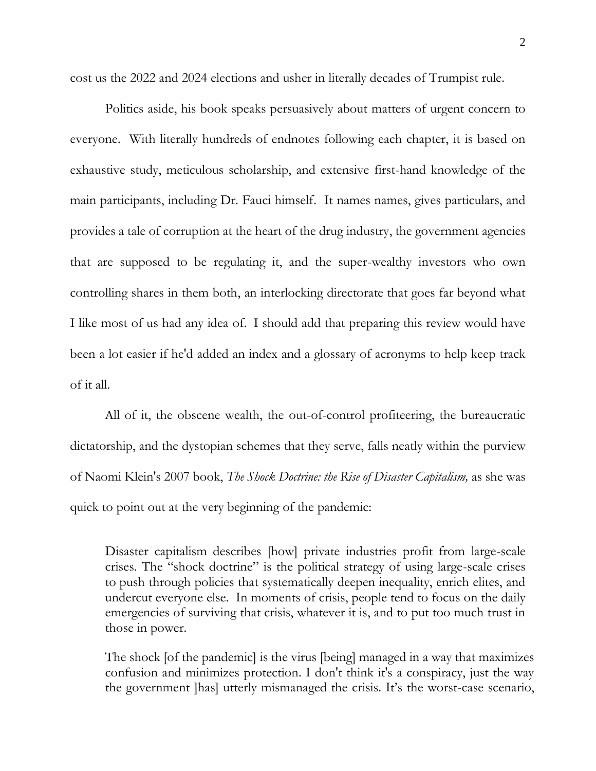cost us the 2022 and 2024 elections and usher in literally decades of Trumpist rule.

Politics aside, his book speaks persuasively about matters of urgent concern to everyone. With literally hundreds of endnotes following each chapter, it is based on exhaustive study, meticulous scholarship, and extensive first-hand knowledge of the main participants, including Dr. Fauci himself. It names names, gives particulars, and provides a tale of corruption at the heart of the drug industry, the government agencies that are supposed to be regulating it, and the super-wealthy investors who own controlling shares in them both, an interlocking directorate that goes far beyond what I like most of us had any idea of. I should add that preparing this review would have been a lot easier if he'd added an index and a glossary of acronyms to help keep track of it all.

All of it, the obscene wealth, the out-of-control profiteering, the bureaucratic dictatorship, and the dystopian schemes that they serve, falls neatly within the purview of Naomi Klein's 2007 book, *The Shock Doctrine: the Rise of Disaster Capitalism,* as she was quick to point out at the very beginning of the pandemic:

> Disaster capitalism describes [how] private industries profit from large-scale crises. The "shock doctrine" is the political strategy of using large-scale crises to push through policies that systematically deepen inequality, enrich elites, and undercut everyone else. In moments of crisis, people tend to focus on the daily emergencies of surviving that crisis, whatever it is, and to put too much trust in those in power.
>
> The shock [of the pandemic] is the virus [being] managed in a way that maximizes confusion and minimizes protection. I don't think it's a conspiracy, just the way the government ]has] utterly mismanaged the crisis. It's the worst-case scenario,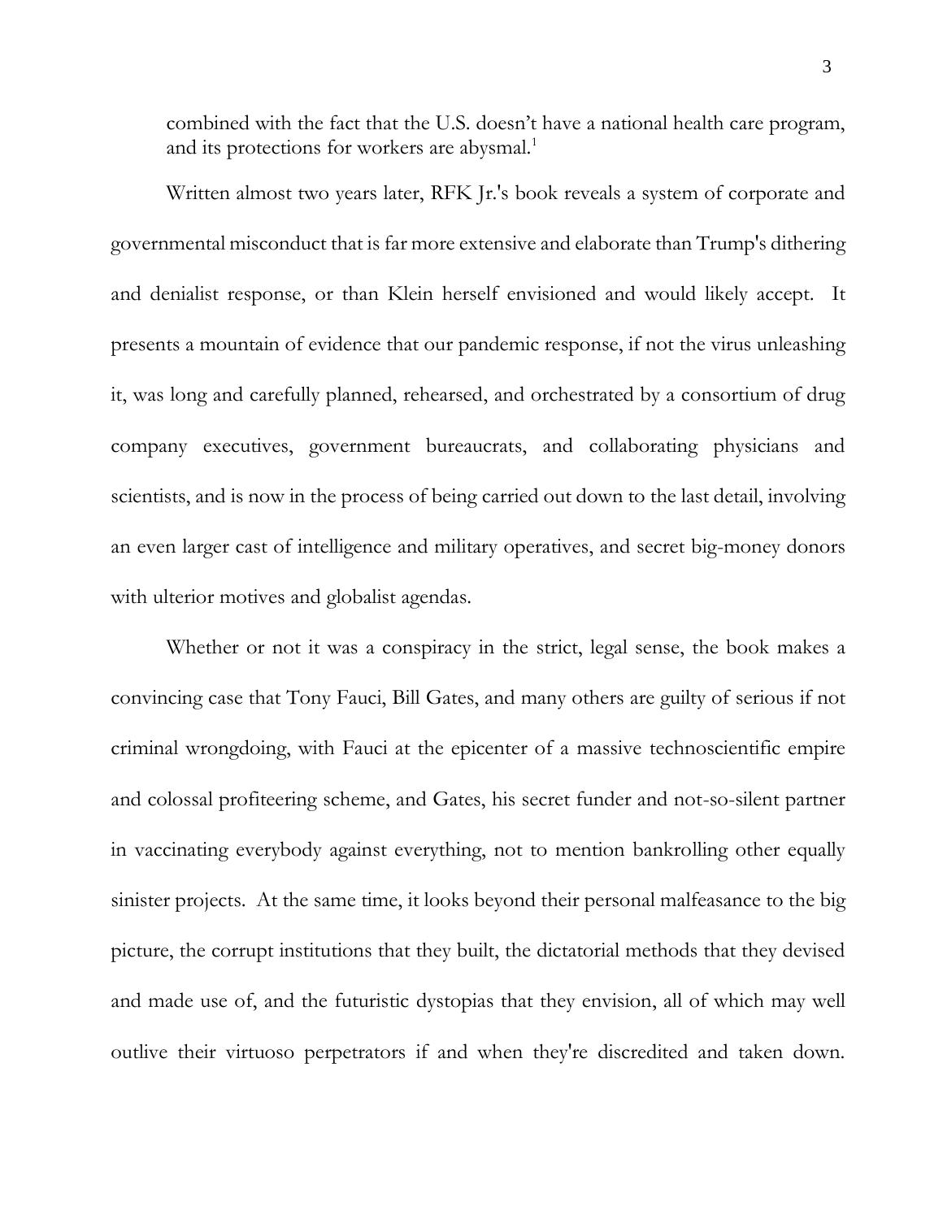combined with the fact that the U.S. doesn't have a national health care program, and its protections for workers are abysmal.[1]

Written almost two years later, RFK Jr.'s book reveals a system of corporate and governmental misconduct that is far more extensive and elaborate than Trump's dithering and denialist response, or than Klein herself envisioned and would likely accept. It presents a mountain of evidence that our pandemic response, if not the virus unleashing it, was long and carefully planned, rehearsed, and orchestrated by a consortium of drug company executives, government bureaucrats, and collaborating physicians and scientists, and is now in the process of being carried out down to the last detail, involving an even larger cast of intelligence and military operatives, and secret big-money donors with ulterior motives and globalist agendas.

Whether or not it was a conspiracy in the strict, legal sense, the book makes a convincing case that Tony Fauci, Bill Gates, and many others are guilty of serious if not criminal wrongdoing, with Fauci at the epicenter of a massive technoscientific empire and colossal profiteering scheme, and Gates, his secret funder and not-so-silent partner in vaccinating everybody against everything, not to mention bankrolling other equally sinister projects. At the same time, it looks beyond their personal malfeasance to the big picture, the corrupt institutions that they built, the dictatorial methods that they devised and made use of, and the futuristic dystopias that they envision, all of which may well outlive their virtuoso perpetrators if and when they're discredited and taken down.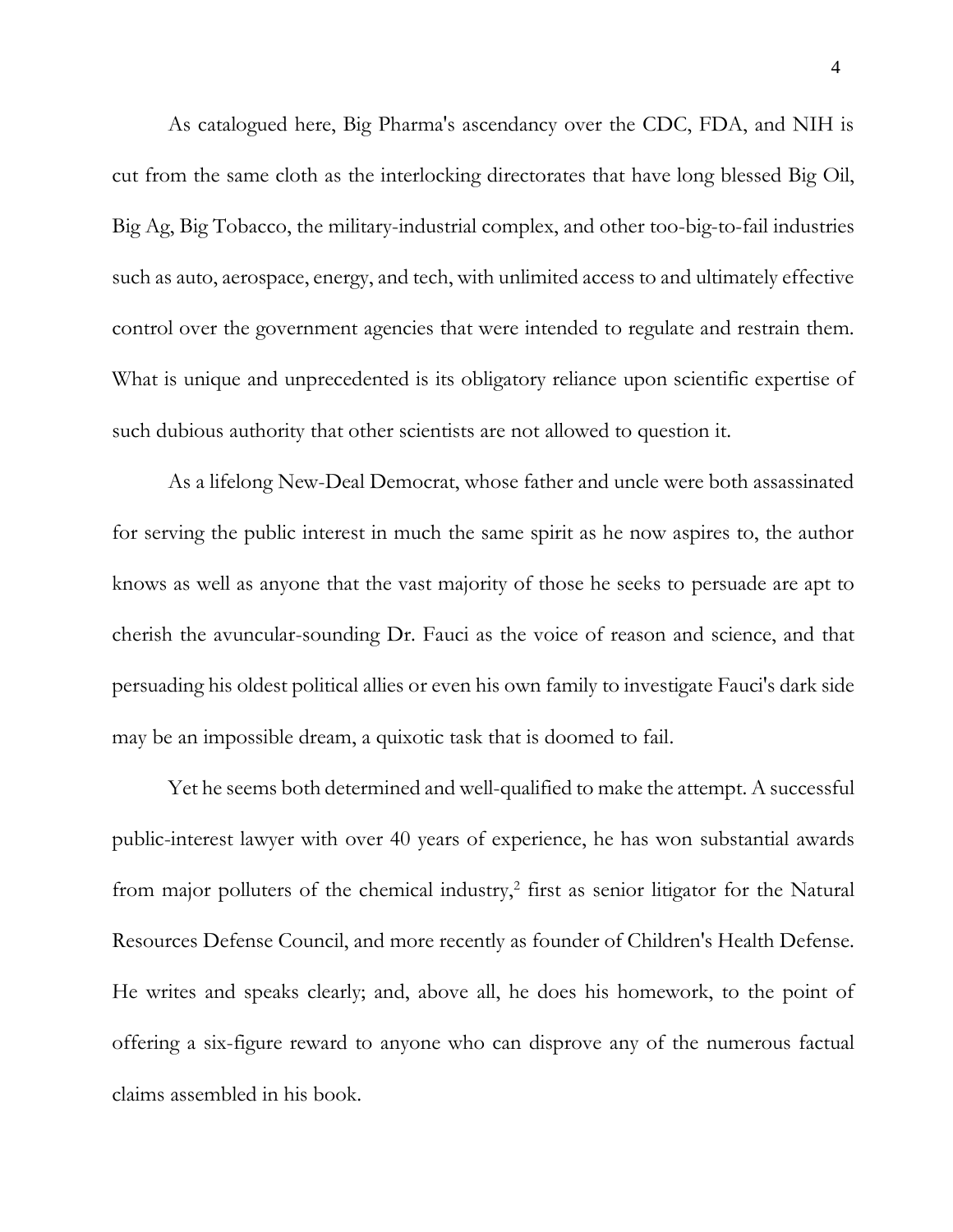As catalogued here, Big Pharma's ascendancy over the CDC, FDA, and NIH is cut from the same cloth as the interlocking directorates that have long blessed Big Oil, Big Ag, Big Tobacco, the military-industrial complex, and other too-big-to-fail industries such as auto, aerospace, energy, and tech, with unlimited access to and ultimately effective control over the government agencies that were intended to regulate and restrain them. What is unique and unprecedented is its obligatory reliance upon scientific expertise of such dubious authority that other scientists are not allowed to question it.

As a lifelong New-Deal Democrat, whose father and uncle were both assassinated for serving the public interest in much the same spirit as he now aspires to, the author knows as well as anyone that the vast majority of those he seeks to persuade are apt to cherish the avuncular-sounding Dr. Fauci as the voice of reason and science, and that persuading his oldest political allies or even his own family to investigate Fauci's dark side may be an impossible dream, a quixotic task that is doomed to fail.

Yet he seems both determined and well-qualified to make the attempt. A successful public-interest lawyer with over 40 years of experience, he has won substantial awards from major polluters of the chemical industry,[2] first as senior litigator for the Natural Resources Defense Council, and more recently as founder of Children's Health Defense. He writes and speaks clearly; and, above all, he does his homework, to the point of offering a six-figure reward to anyone who can disprove any of the numerous factual claims assembled in his book.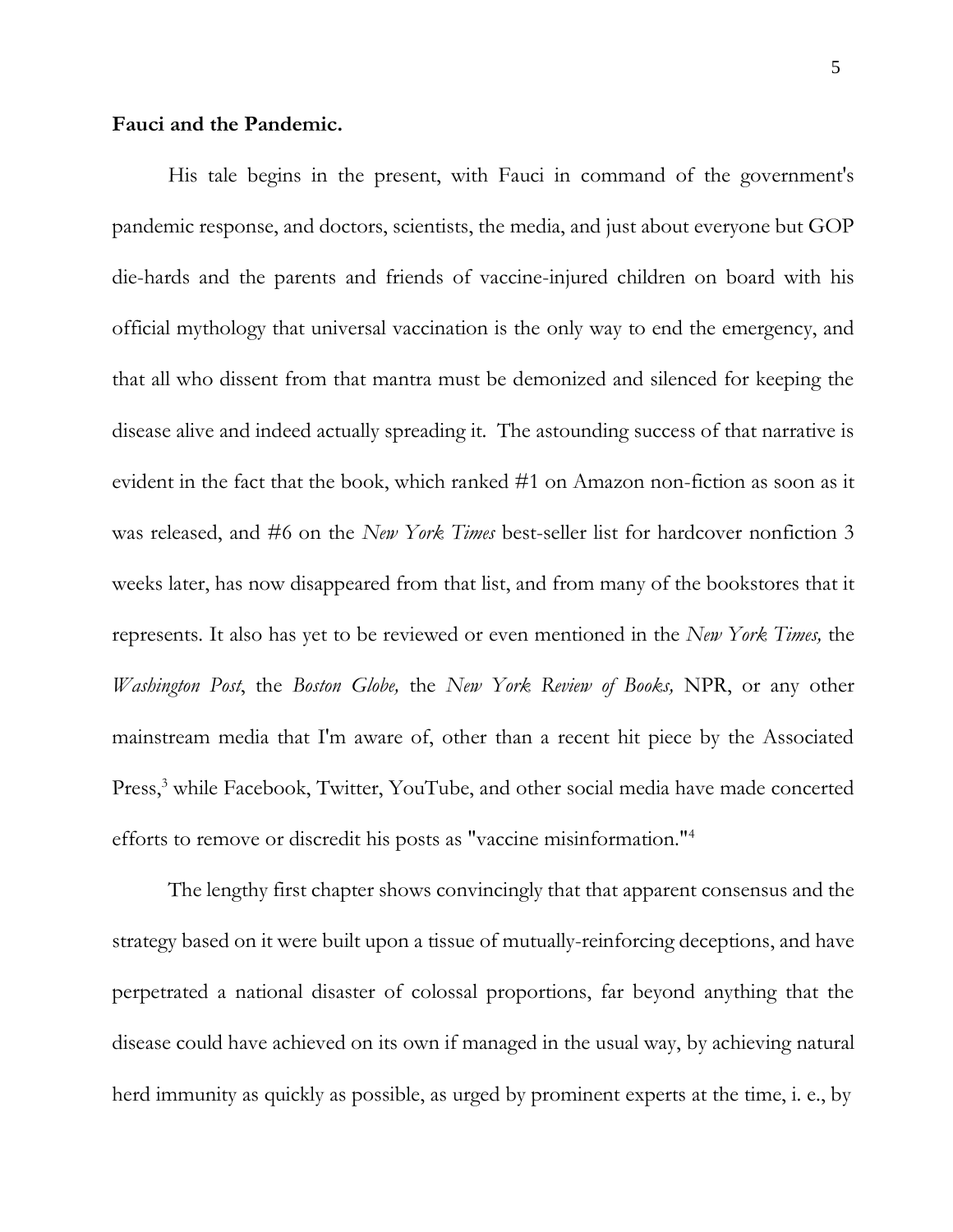**Fauci and the Pandemic.**

His tale begins in the present, with Fauci in command of the government's pandemic response, and doctors, scientists, the media, and just about everyone but GOP die-hards and the parents and friends of vaccine-injured children on board with his official mythology that universal vaccination is the only way to end the emergency, and that all who dissent from that mantra must be demonized and silenced for keeping the disease alive and indeed actually spreading it. The astounding success of that narrative is evident in the fact that the book, which ranked #1 on Amazon non-fiction as soon as it was released, and #6 on the *New York Times* best-seller list for hardcover nonfiction 3 weeks later, has now disappeared from that list, and from many of the bookstores that it represents. It also has yet to be reviewed or even mentioned in the *New York Times,* the *Washington Post*, the *Boston Globe,* the *New York Review of Books,* NPR, or any other mainstream media that I'm aware of, other than a recent hit piece by the Associated Press,[3] while Facebook, Twitter, YouTube, and other social media have made concerted efforts to remove or discredit his posts as "vaccine misinformation."[4]

The lengthy first chapter shows convincingly that that apparent consensus and the strategy based on it were built upon a tissue of mutually-reinforcing deceptions, and have perpetrated a national disaster of colossal proportions, far beyond anything that the disease could have achieved on its own if managed in the usual way, by achieving natural herd immunity as quickly as possible, as urged by prominent experts at the time, i. e., by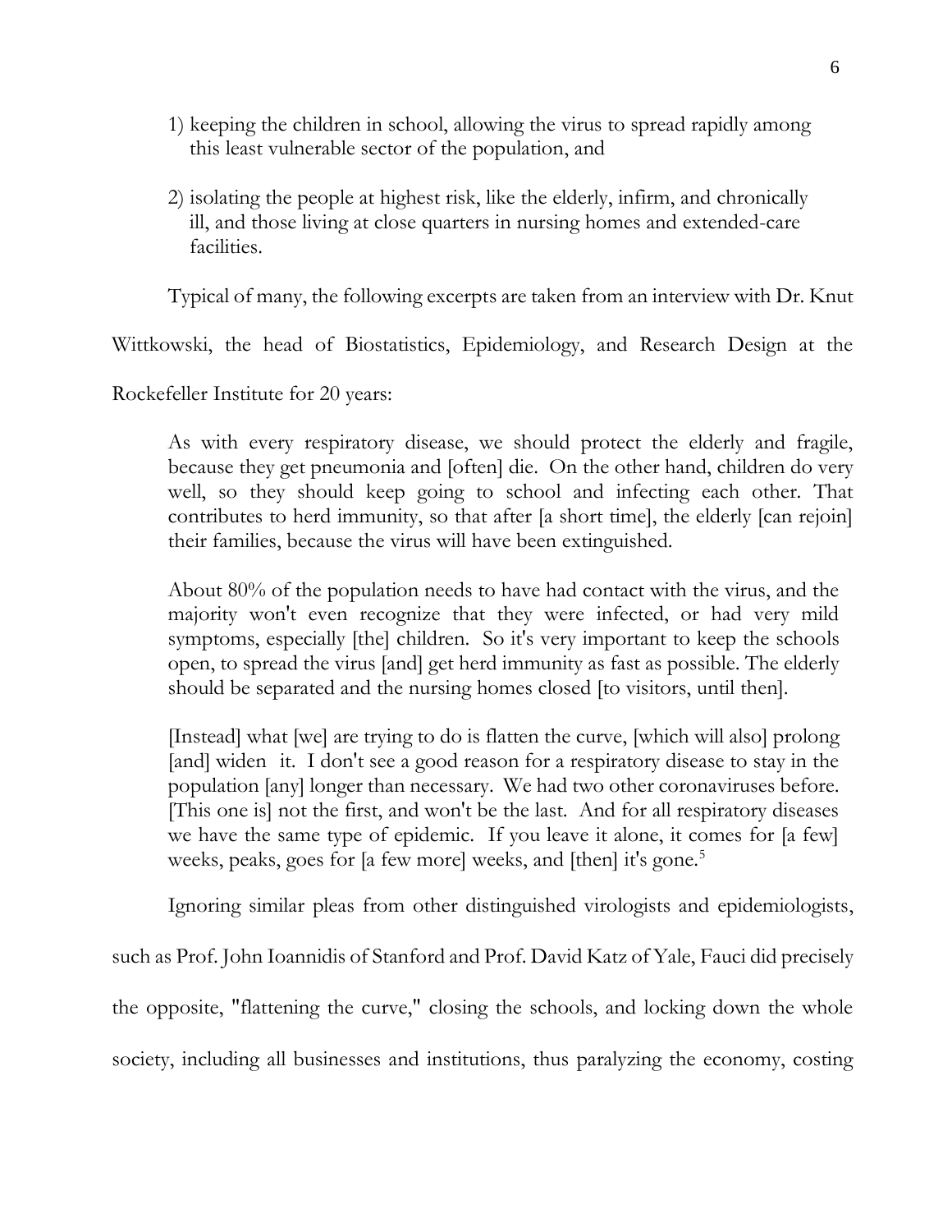1) keeping the children in school, allowing the virus to spread rapidly among this least vulnerable sector of the population, and

2) isolating the people at highest risk, like the elderly, infirm, and chronically ill, and those living at close quarters in nursing homes and extended-care facilities.

Typical of many, the following excerpts are taken from an interview with Dr. Knut Wittkowski, the head of Biostatistics, Epidemiology, and Research Design at the Rockefeller Institute for 20 years:

> As with every respiratory disease, we should protect the elderly and fragile, because they get pneumonia and [often] die. On the other hand, children do very well, so they should keep going to school and infecting each other. That contributes to herd immunity, so that after [a short time], the elderly [can rejoin] their families, because the virus will have been extinguished.
>
> About 80% of the population needs to have had contact with the virus, and the majority won't even recognize that they were infected, or had very mild symptoms, especially [the] children. So it's very important to keep the schools open, to spread the virus [and] get herd immunity as fast as possible. The elderly should be separated and the nursing homes closed [to visitors, until then].
>
> [Instead] what [we] are trying to do is flatten the curve, [which will also] prolong [and] widen it. I don't see a good reason for a respiratory disease to stay in the population [any] longer than necessary. We had two other coronaviruses before. [This one is] not the first, and won't be the last. And for all respiratory diseases we have the same type of epidemic. If you leave it alone, it comes for [a few] weeks, peaks, goes for [a few more] weeks, and [then] it's gone.[5]

Ignoring similar pleas from other distinguished virologists and epidemiologists, such as Prof. John Ioannidis of Stanford and Prof. David Katz of Yale, Fauci did precisely the opposite, "flattening the curve," closing the schools, and locking down the whole society, including all businesses and institutions, thus paralyzing the economy, costing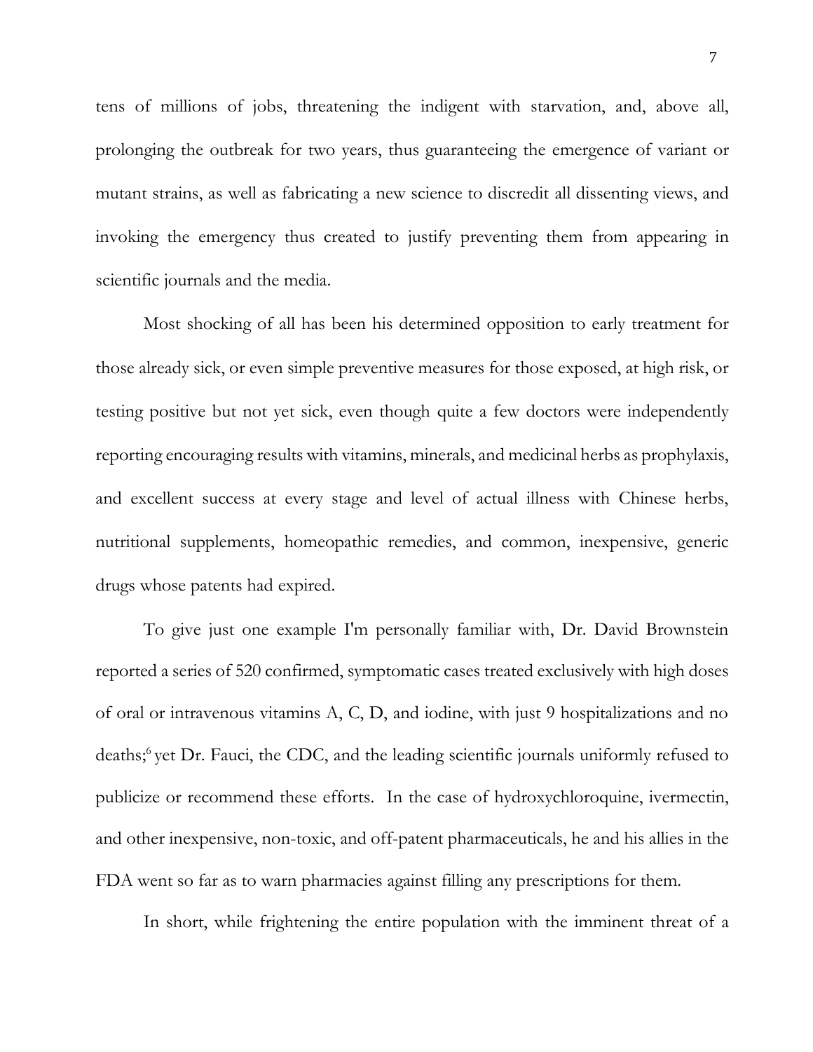tens of millions of jobs, threatening the indigent with starvation, and, above all, prolonging the outbreak for two years, thus guaranteeing the emergence of variant or mutant strains, as well as fabricating a new science to discredit all dissenting views, and invoking the emergency thus created to justify preventing them from appearing in scientific journals and the media.

Most shocking of all has been his determined opposition to early treatment for those already sick, or even simple preventive measures for those exposed, at high risk, or testing positive but not yet sick, even though quite a few doctors were independently reporting encouraging results with vitamins, minerals, and medicinal herbs as prophylaxis, and excellent success at every stage and level of actual illness with Chinese herbs, nutritional supplements, homeopathic remedies, and common, inexpensive, generic drugs whose patents had expired.

To give just one example I'm personally familiar with, Dr. David Brownstein reported a series of 520 confirmed, symptomatic cases treated exclusively with high doses of oral or intravenous vitamins A, C, D, and iodine, with just 9 hospitalizations and no deaths;[6] yet Dr. Fauci, the CDC, and the leading scientific journals uniformly refused to publicize or recommend these efforts. In the case of hydroxychloroquine, ivermectin, and other inexpensive, non-toxic, and off-patent pharmaceuticals, he and his allies in the FDA went so far as to warn pharmacies against filling any prescriptions for them.

In short, while frightening the entire population with the imminent threat of a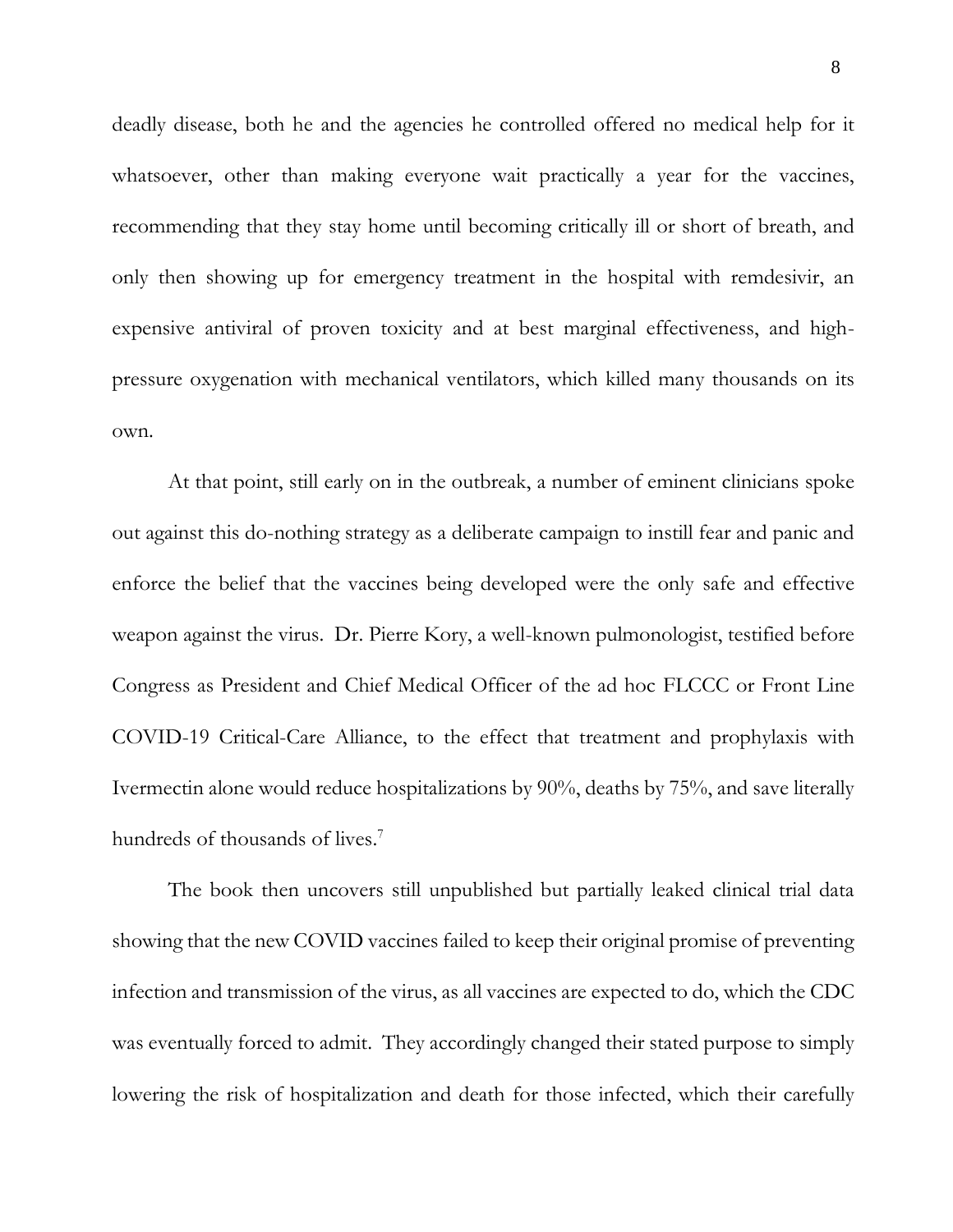deadly disease, both he and the agencies he controlled offered no medical help for it whatsoever, other than making everyone wait practically a year for the vaccines, recommending that they stay home until becoming critically ill or short of breath, and only then showing up for emergency treatment in the hospital with remdesivir, an expensive antiviral of proven toxicity and at best marginal effectiveness, and high-pressure oxygenation with mechanical ventilators, which killed many thousands on its own.

At that point, still early on in the outbreak, a number of eminent clinicians spoke out against this do-nothing strategy as a deliberate campaign to instill fear and panic and enforce the belief that the vaccines being developed were the only safe and effective weapon against the virus. Dr. Pierre Kory, a well-known pulmonologist, testified before Congress as President and Chief Medical Officer of the ad hoc FLCCC or Front Line COVID-19 Critical-Care Alliance, to the effect that treatment and prophylaxis with Ivermectin alone would reduce hospitalizations by 90%, deaths by 75%, and save literally hundreds of thousands of lives.[7]

The book then uncovers still unpublished but partially leaked clinical trial data showing that the new COVID vaccines failed to keep their original promise of preventing infection and transmission of the virus, as all vaccines are expected to do, which the CDC was eventually forced to admit. They accordingly changed their stated purpose to simply lowering the risk of hospitalization and death for those infected, which their carefully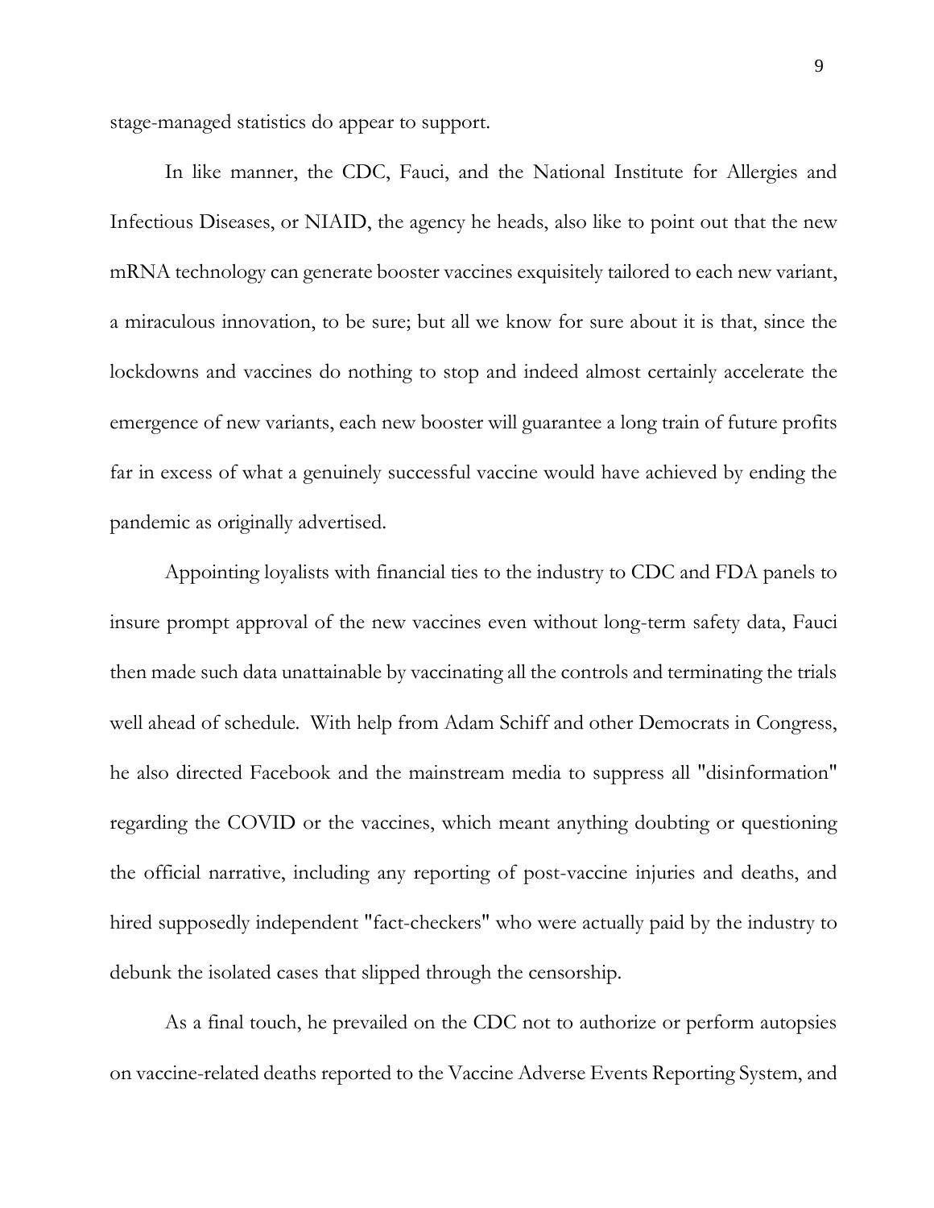stage-managed statistics do appear to support.

In like manner, the CDC, Fauci, and the National Institute for Allergies and Infectious Diseases, or NIAID, the agency he heads, also like to point out that the new mRNA technology can generate booster vaccines exquisitely tailored to each new variant, a miraculous innovation, to be sure; but all we know for sure about it is that, since the lockdowns and vaccines do nothing to stop and indeed almost certainly accelerate the emergence of new variants, each new booster will guarantee a long train of future profits far in excess of what a genuinely successful vaccine would have achieved by ending the pandemic as originally advertised.

Appointing loyalists with financial ties to the industry to CDC and FDA panels to insure prompt approval of the new vaccines even without long-term safety data, Fauci then made such data unattainable by vaccinating all the controls and terminating the trials well ahead of schedule. With help from Adam Schiff and other Democrats in Congress, he also directed Facebook and the mainstream media to suppress all "disinformation" regarding the COVID or the vaccines, which meant anything doubting or questioning the official narrative, including any reporting of post-vaccine injuries and deaths, and hired supposedly independent "fact-checkers" who were actually paid by the industry to debunk the isolated cases that slipped through the censorship.

As a final touch, he prevailed on the CDC not to authorize or perform autopsies on vaccine-related deaths reported to the Vaccine Adverse Events Reporting System, and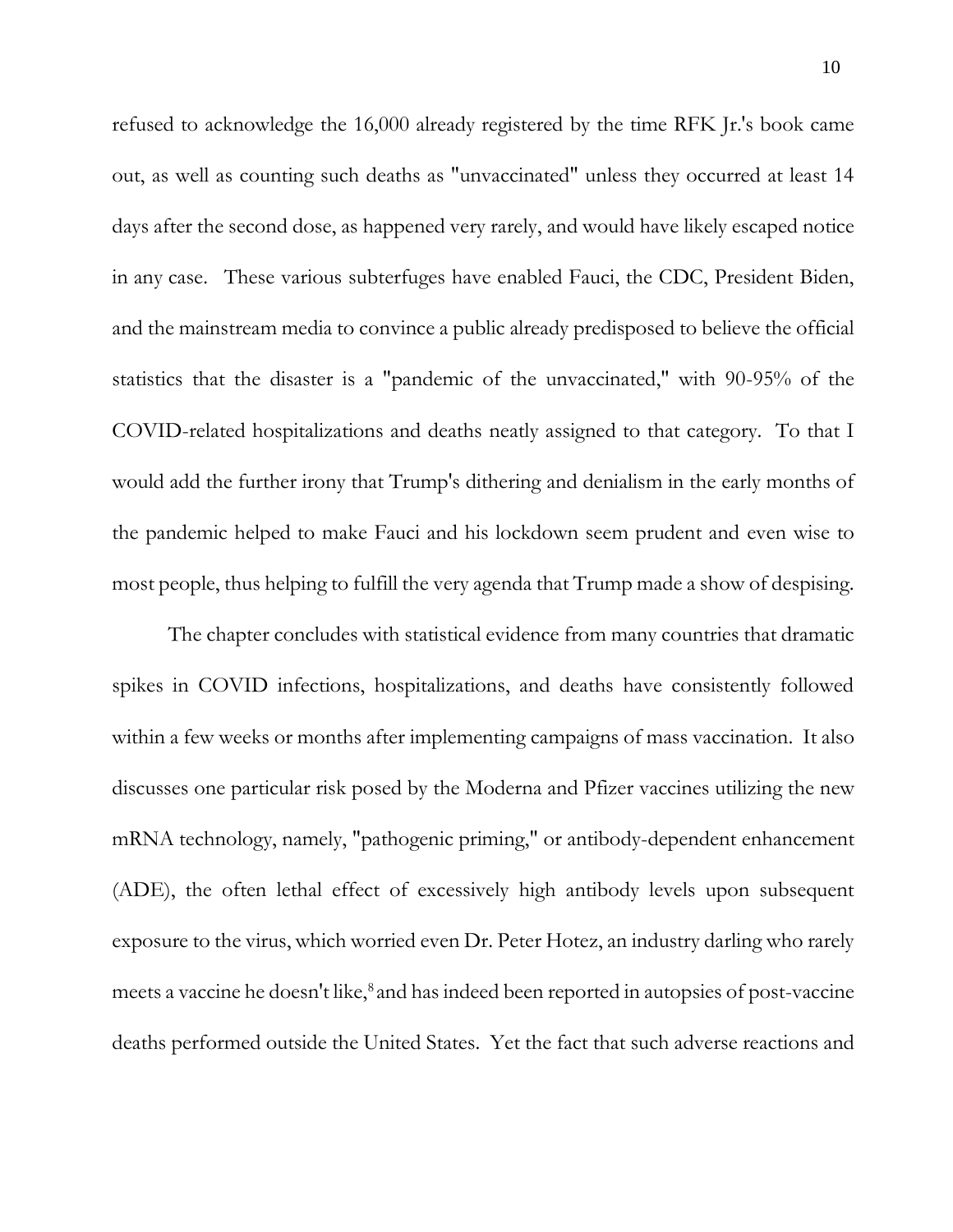refused to acknowledge the 16,000 already registered by the time RFK Jr.'s book came out, as well as counting such deaths as "unvaccinated" unless they occurred at least 14 days after the second dose, as happened very rarely, and would have likely escaped notice in any case. These various subterfuges have enabled Fauci, the CDC, President Biden, and the mainstream media to convince a public already predisposed to believe the official statistics that the disaster is a "pandemic of the unvaccinated," with 90-95% of the COVID-related hospitalizations and deaths neatly assigned to that category. To that I would add the further irony that Trump's dithering and denialism in the early months of the pandemic helped to make Fauci and his lockdown seem prudent and even wise to most people, thus helping to fulfill the very agenda that Trump made a show of despising.

The chapter concludes with statistical evidence from many countries that dramatic spikes in COVID infections, hospitalizations, and deaths have consistently followed within a few weeks or months after implementing campaigns of mass vaccination. It also discusses one particular risk posed by the Moderna and Pfizer vaccines utilizing the new mRNA technology, namely, "pathogenic priming," or antibody-dependent enhancement (ADE), the often lethal effect of excessively high antibody levels upon subsequent exposure to the virus, which worried even Dr. Peter Hotez, an industry darling who rarely meets a vaccine he doesn't like,[8] and has indeed been reported in autopsies of post-vaccine deaths performed outside the United States. Yet the fact that such adverse reactions and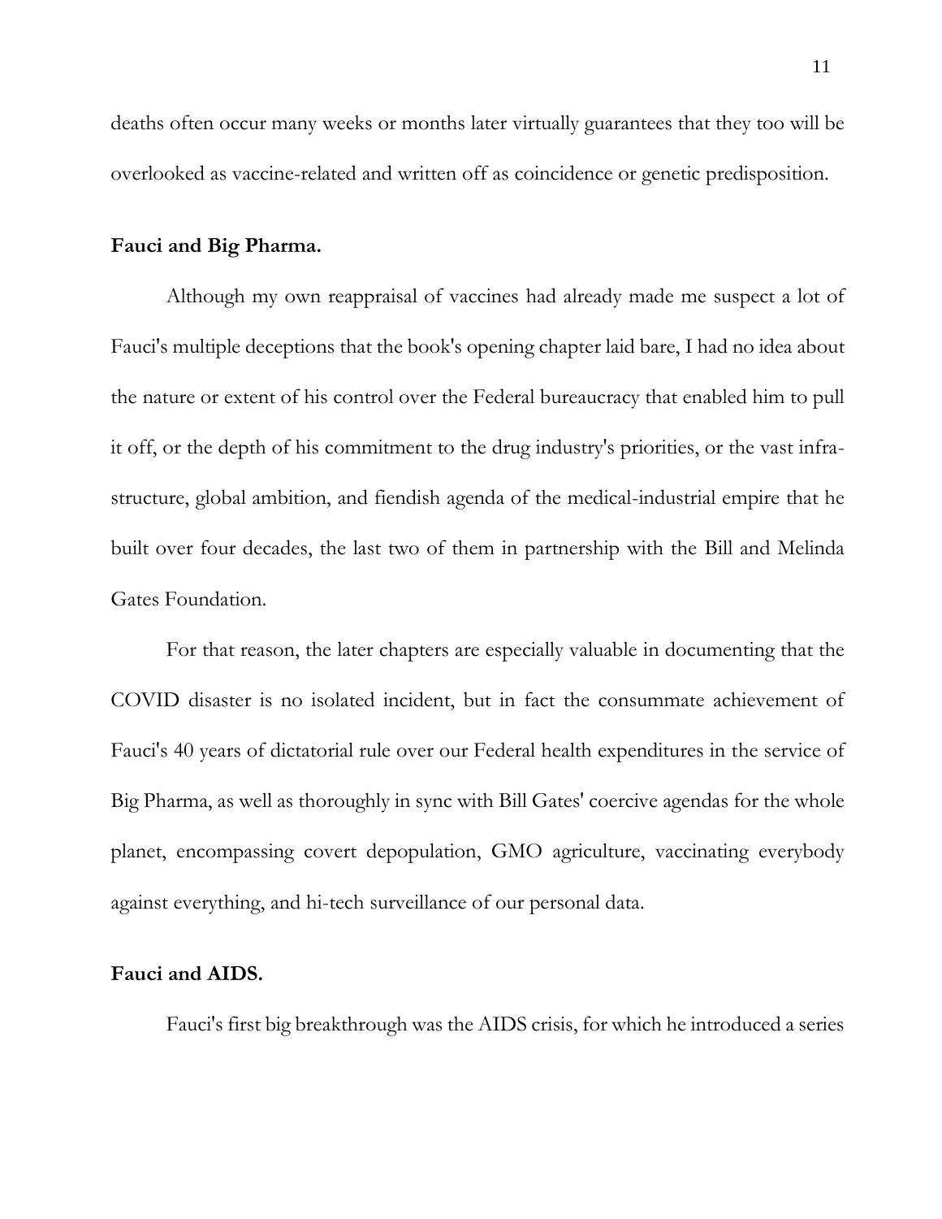deaths often occur many weeks or months later virtually guarantees that they too will be overlooked as vaccine-related and written off as coincidence or genetic predisposition.

**Fauci and Big Pharma.**

Although my own reappraisal of vaccines had already made me suspect a lot of Fauci's multiple deceptions that the book's opening chapter laid bare, I had no idea about the nature or extent of his control over the Federal bureaucracy that enabled him to pull it off, or the depth of his commitment to the drug industry's priorities, or the vast infra-structure, global ambition, and fiendish agenda of the medical-industrial empire that he built over four decades, the last two of them in partnership with the Bill and Melinda Gates Foundation.

For that reason, the later chapters are especially valuable in documenting that the COVID disaster is no isolated incident, but in fact the consummate achievement of Fauci's 40 years of dictatorial rule over our Federal health expenditures in the service of Big Pharma, as well as thoroughly in sync with Bill Gates' coercive agendas for the whole planet, encompassing covert depopulation, GMO agriculture, vaccinating everybody against everything, and hi-tech surveillance of our personal data.

**Fauci and AIDS.**

Fauci's first big breakthrough was the AIDS crisis, for which he introduced a series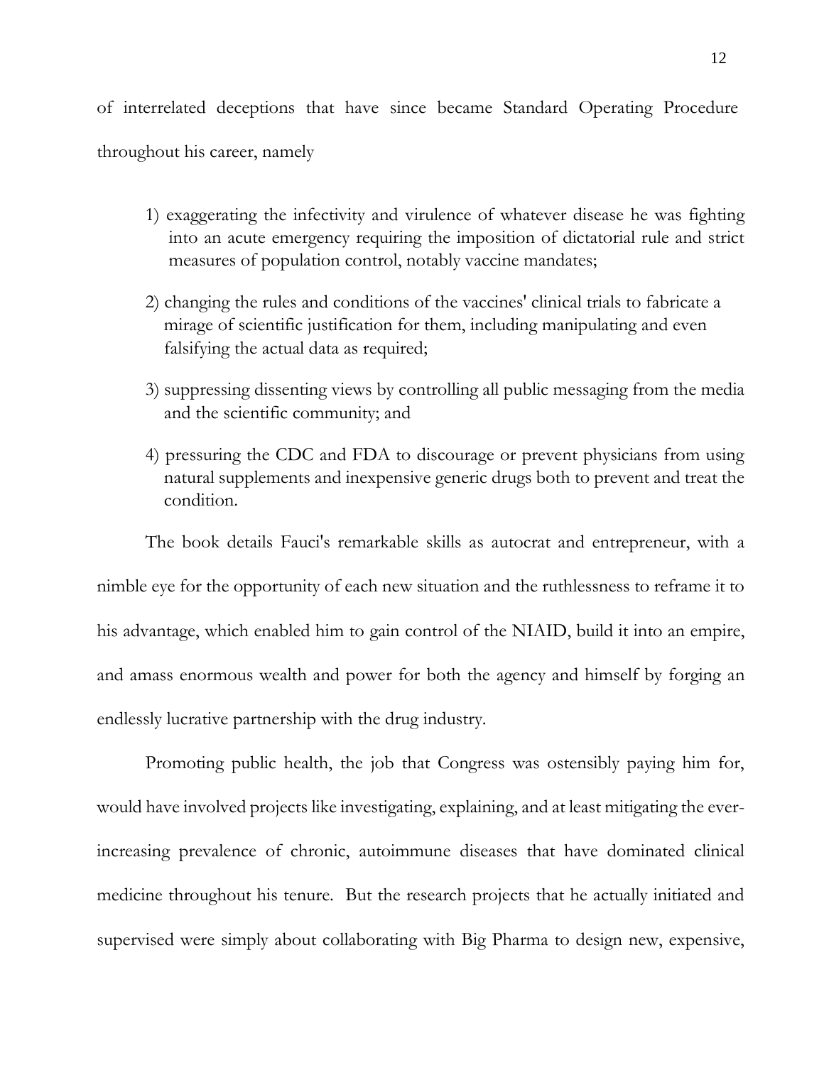of interrelated deceptions that have since became Standard Operating Procedure throughout his career, namely

1) exaggerating the infectivity and virulence of whatever disease he was fighting into an acute emergency requiring the imposition of dictatorial rule and strict measures of population control, notably vaccine mandates;

2) changing the rules and conditions of the vaccines' clinical trials to fabricate a mirage of scientific justification for them, including manipulating and even falsifying the actual data as required;

3) suppressing dissenting views by controlling all public messaging from the media and the scientific community; and

4) pressuring the CDC and FDA to discourage or prevent physicians from using natural supplements and inexpensive generic drugs both to prevent and treat the condition.

The book details Fauci's remarkable skills as autocrat and entrepreneur, with a nimble eye for the opportunity of each new situation and the ruthlessness to reframe it to his advantage, which enabled him to gain control of the NIAID, build it into an empire, and amass enormous wealth and power for both the agency and himself by forging an endlessly lucrative partnership with the drug industry.

Promoting public health, the job that Congress was ostensibly paying him for, would have involved projects like investigating, explaining, and at least mitigating the ever-increasing prevalence of chronic, autoimmune diseases that have dominated clinical medicine throughout his tenure. But the research projects that he actually initiated and supervised were simply about collaborating with Big Pharma to design new, expensive,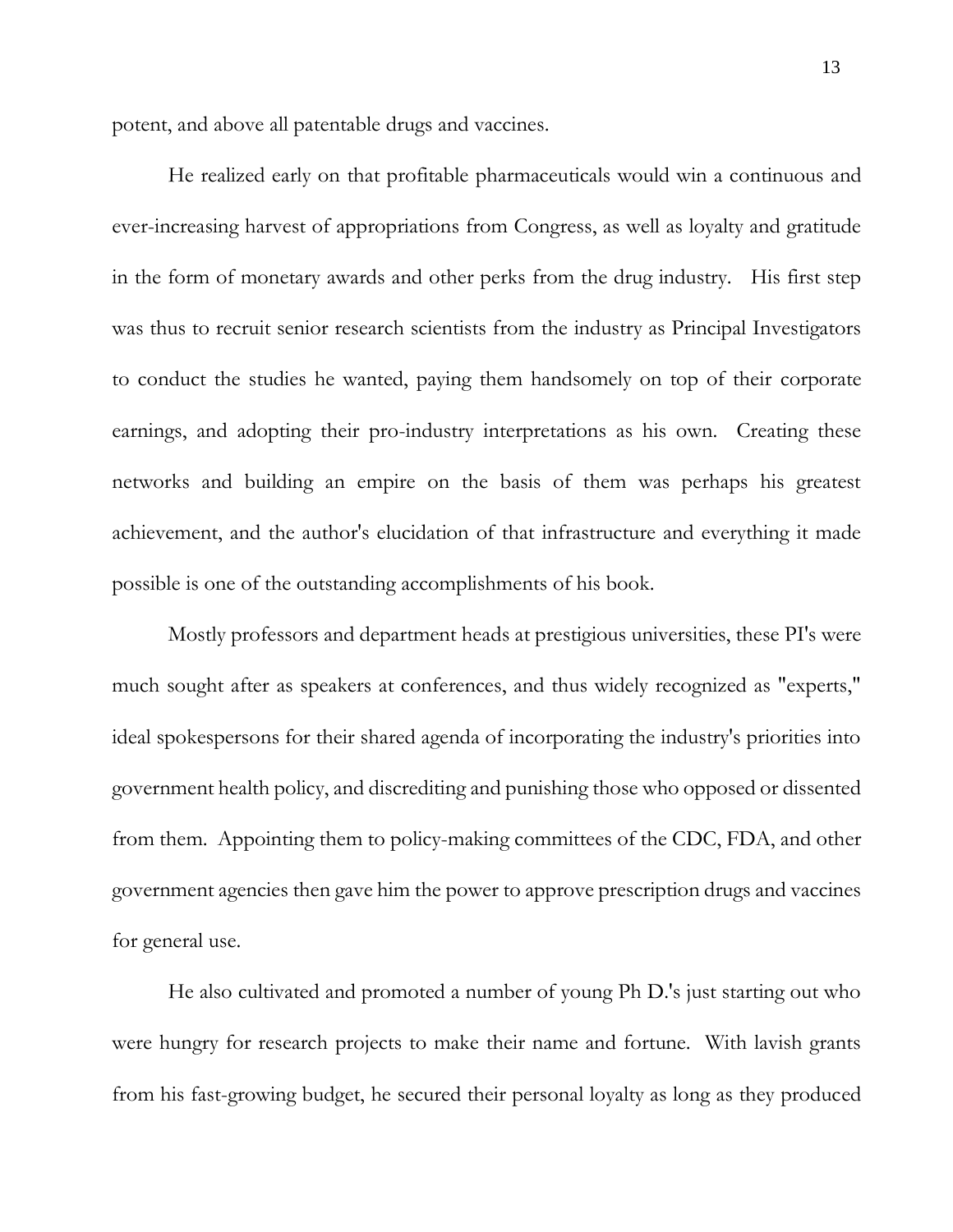potent, and above all patentable drugs and vaccines.

He realized early on that profitable pharmaceuticals would win a continuous and ever-increasing harvest of appropriations from Congress, as well as loyalty and gratitude in the form of monetary awards and other perks from the drug industry. His first step was thus to recruit senior research scientists from the industry as Principal Investigators to conduct the studies he wanted, paying them handsomely on top of their corporate earnings, and adopting their pro-industry interpretations as his own. Creating these networks and building an empire on the basis of them was perhaps his greatest achievement, and the author's elucidation of that infrastructure and everything it made possible is one of the outstanding accomplishments of his book.

Mostly professors and department heads at prestigious universities, these PI's were much sought after as speakers at conferences, and thus widely recognized as "experts," ideal spokespersons for their shared agenda of incorporating the industry's priorities into government health policy, and discrediting and punishing those who opposed or dissented from them. Appointing them to policy-making committees of the CDC, FDA, and other government agencies then gave him the power to approve prescription drugs and vaccines for general use.

He also cultivated and promoted a number of young Ph D.'s just starting out who were hungry for research projects to make their name and fortune. With lavish grants from his fast-growing budget, he secured their personal loyalty as long as they produced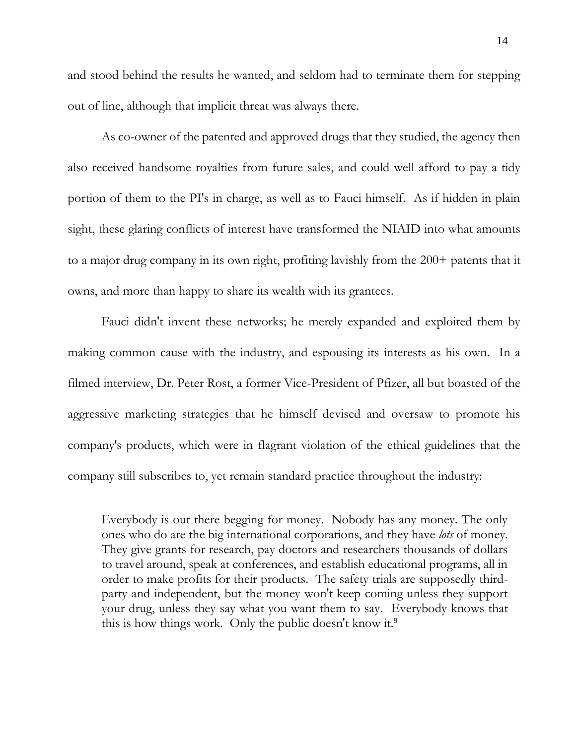and stood behind the results he wanted, and seldom had to terminate them for stepping out of line, although that implicit threat was always there.

As co-owner of the patented and approved drugs that they studied, the agency then also received handsome royalties from future sales, and could well afford to pay a tidy portion of them to the PI's in charge, as well as to Fauci himself. As if hidden in plain sight, these glaring conflicts of interest have transformed the NIAID into what amounts to a major drug company in its own right, profiting lavishly from the 200+ patents that it owns, and more than happy to share its wealth with its grantees.

Fauci didn't invent these networks; he merely expanded and exploited them by making common cause with the industry, and espousing its interests as his own. In a filmed interview, Dr. Peter Rost, a former Vice-President of Pfizer, all but boasted of the aggressive marketing strategies that he himself devised and oversaw to promote his company's products, which were in flagrant violation of the ethical guidelines that the company still subscribes to, yet remain standard practice throughout the industry:

> Everybody is out there begging for money. Nobody has any money. The only ones who do are the big international corporations, and they have *lots* of money. They give grants for research, pay doctors and researchers thousands of dollars to travel around, speak at conferences, and establish educational programs, all in order to make profits for their products. The safety trials are supposedly third-party and independent, but the money won't keep coming unless they support your drug, unless they say what you want them to say. Everybody knows that this is how things work. Only the public doesn't know it.[9]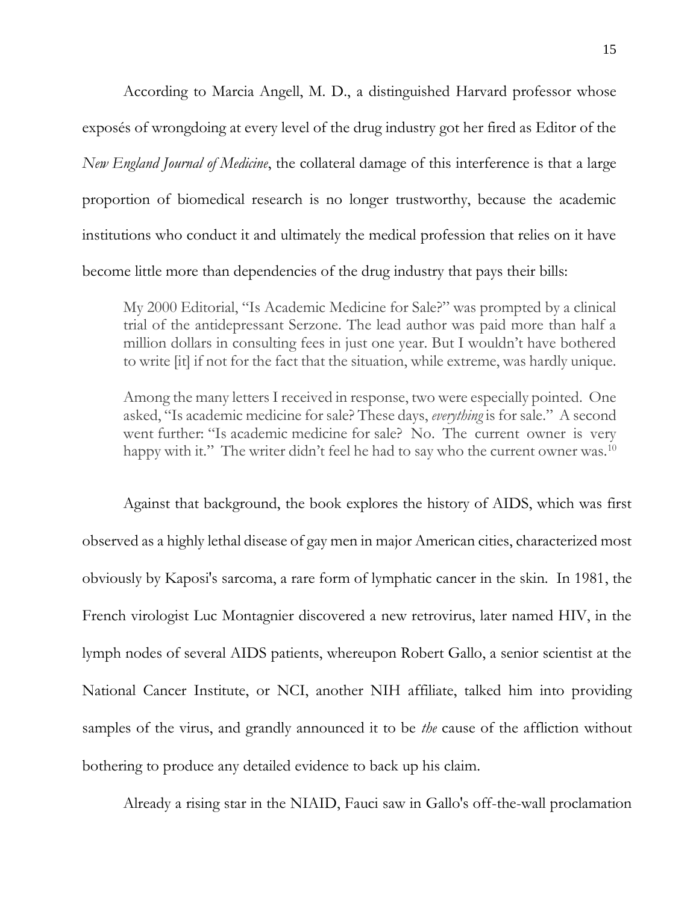According to Marcia Angell, M. D., a distinguished Harvard professor whose exposés of wrongdoing at every level of the drug industry got her fired as Editor of the *New England Journal of Medicine*, the collateral damage of this interference is that a large proportion of biomedical research is no longer trustworthy, because the academic institutions who conduct it and ultimately the medical profession that relies on it have become little more than dependencies of the drug industry that pays their bills:

> My 2000 Editorial, "Is Academic Medicine for Sale?" was prompted by a clinical trial of the antidepressant Serzone. The lead author was paid more than half a million dollars in consulting fees in just one year. But I wouldn't have bothered to write [it] if not for the fact that the situation, while extreme, was hardly unique.
>
> Among the many letters I received in response, two were especially pointed. One asked, "Is academic medicine for sale? These days, *everything* is for sale." A second went further: "Is academic medicine for sale? No. The current owner is very happy with it." The writer didn't feel he had to say who the current owner was.[10]

Against that background, the book explores the history of AIDS, which was first observed as a highly lethal disease of gay men in major American cities, characterized most obviously by Kaposi's sarcoma, a rare form of lymphatic cancer in the skin. In 1981, the French virologist Luc Montagnier discovered a new retrovirus, later named HIV, in the lymph nodes of several AIDS patients, whereupon Robert Gallo, a senior scientist at the National Cancer Institute, or NCI, another NIH affiliate, talked him into providing samples of the virus, and grandly announced it to be *the* cause of the affliction without bothering to produce any detailed evidence to back up his claim.

Already a rising star in the NIAID, Fauci saw in Gallo's off-the-wall proclamation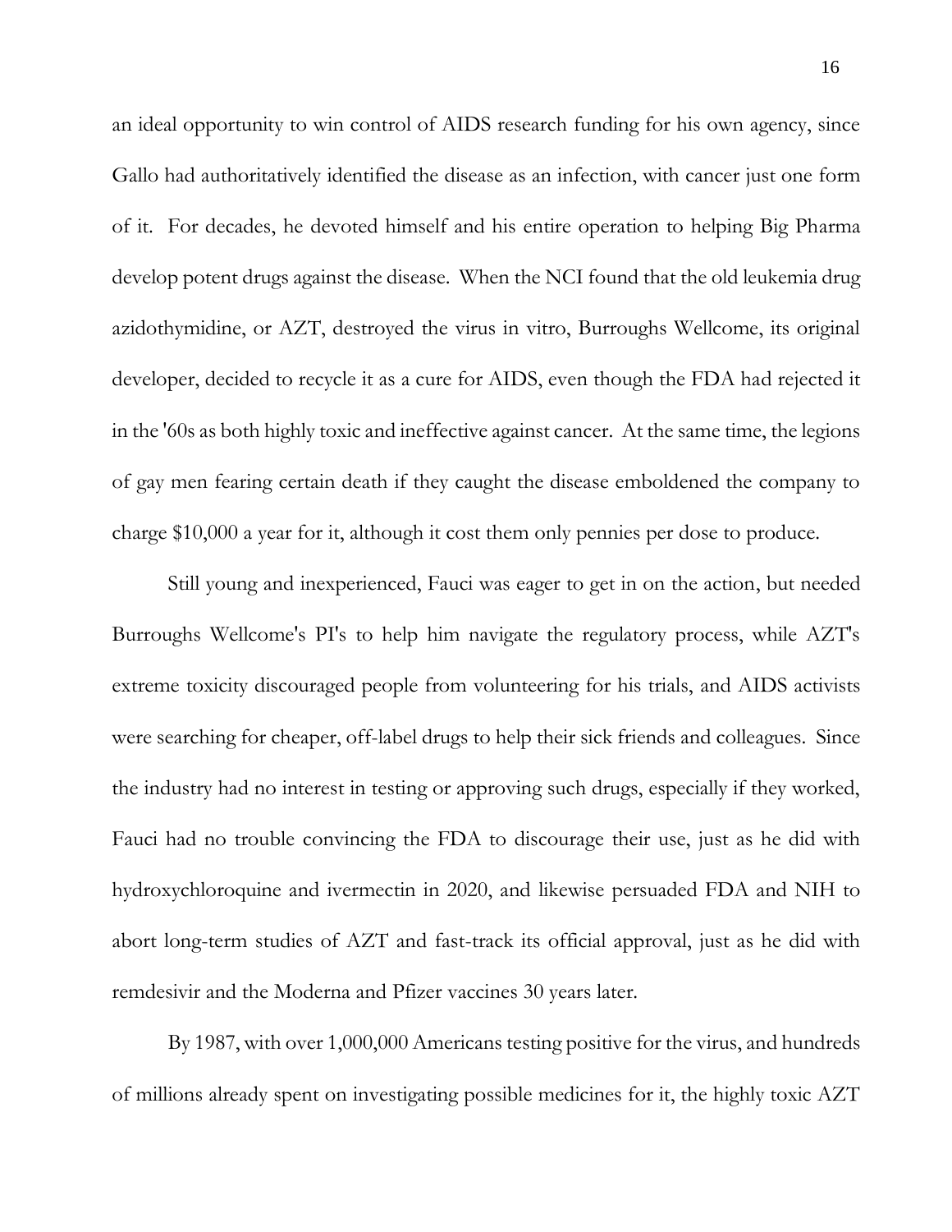an ideal opportunity to win control of AIDS research funding for his own agency, since Gallo had authoritatively identified the disease as an infection, with cancer just one form of it. For decades, he devoted himself and his entire operation to helping Big Pharma develop potent drugs against the disease. When the NCI found that the old leukemia drug azidothymidine, or AZT, destroyed the virus in vitro, Burroughs Wellcome, its original developer, decided to recycle it as a cure for AIDS, even though the FDA had rejected it in the '60s as both highly toxic and ineffective against cancer. At the same time, the legions of gay men fearing certain death if they caught the disease emboldened the company to charge $10,000 a year for it, although it cost them only pennies per dose to produce.

Still young and inexperienced, Fauci was eager to get in on the action, but needed Burroughs Wellcome's PI's to help him navigate the regulatory process, while AZT's extreme toxicity discouraged people from volunteering for his trials, and AIDS activists were searching for cheaper, off-label drugs to help their sick friends and colleagues. Since the industry had no interest in testing or approving such drugs, especially if they worked, Fauci had no trouble convincing the FDA to discourage their use, just as he did with hydroxychloroquine and ivermectin in 2020, and likewise persuaded FDA and NIH to abort long-term studies of AZT and fast-track its official approval, just as he did with remdesivir and the Moderna and Pfizer vaccines 30 years later.

By 1987, with over 1,000,000 Americans testing positive for the virus, and hundreds of millions already spent on investigating possible medicines for it, the highly toxic AZT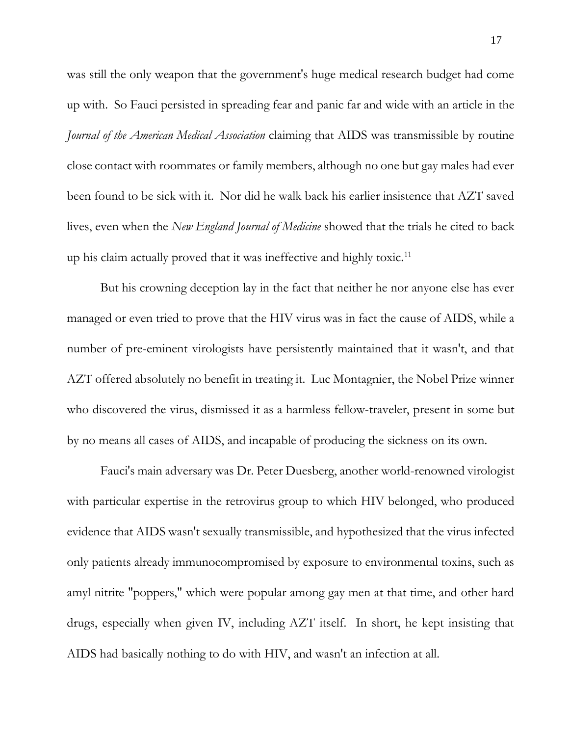was still the only weapon that the government's huge medical research budget had come up with. So Fauci persisted in spreading fear and panic far and wide with an article in the *Journal of the American Medical Association* claiming that AIDS was transmissible by routine close contact with roommates or family members, although no one but gay males had ever been found to be sick with it. Nor did he walk back his earlier insistence that AZT saved lives, even when the *New England Journal of Medicine* showed that the trials he cited to back up his claim actually proved that it was ineffective and highly toxic.[11]

But his crowning deception lay in the fact that neither he nor anyone else has ever managed or even tried to prove that the HIV virus was in fact the cause of AIDS, while a number of pre-eminent virologists have persistently maintained that it wasn't, and that AZT offered absolutely no benefit in treating it. Luc Montagnier, the Nobel Prize winner who discovered the virus, dismissed it as a harmless fellow-traveler, present in some but by no means all cases of AIDS, and incapable of producing the sickness on its own.

Fauci's main adversary was Dr. Peter Duesberg, another world-renowned virologist with particular expertise in the retrovirus group to which HIV belonged, who produced evidence that AIDS wasn't sexually transmissible, and hypothesized that the virus infected only patients already immunocompromised by exposure to environmental toxins, such as amyl nitrite "poppers," which were popular among gay men at that time, and other hard drugs, especially when given IV, including AZT itself. In short, he kept insisting that AIDS had basically nothing to do with HIV, and wasn't an infection at all.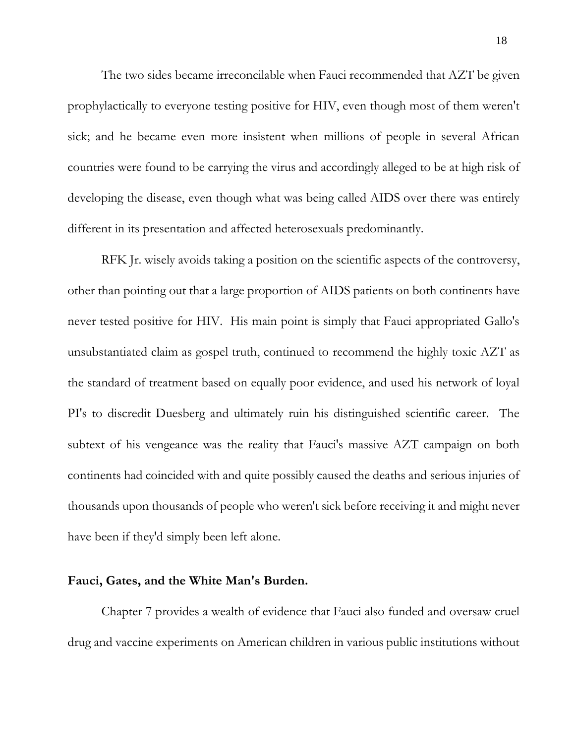The two sides became irreconcilable when Fauci recommended that AZT be given prophylactically to everyone testing positive for HIV, even though most of them weren't sick; and he became even more insistent when millions of people in several African countries were found to be carrying the virus and accordingly alleged to be at high risk of developing the disease, even though what was being called AIDS over there was entirely different in its presentation and affected heterosexuals predominantly.

RFK Jr. wisely avoids taking a position on the scientific aspects of the controversy, other than pointing out that a large proportion of AIDS patients on both continents have never tested positive for HIV. His main point is simply that Fauci appropriated Gallo's unsubstantiated claim as gospel truth, continued to recommend the highly toxic AZT as the standard of treatment based on equally poor evidence, and used his network of loyal PI's to discredit Duesberg and ultimately ruin his distinguished scientific career. The subtext of his vengeance was the reality that Fauci's massive AZT campaign on both continents had coincided with and quite possibly caused the deaths and serious injuries of thousands upon thousands of people who weren't sick before receiving it and might never have been if they'd simply been left alone.

**Fauci, Gates, and the White Man's Burden.**

Chapter 7 provides a wealth of evidence that Fauci also funded and oversaw cruel drug and vaccine experiments on American children in various public institutions without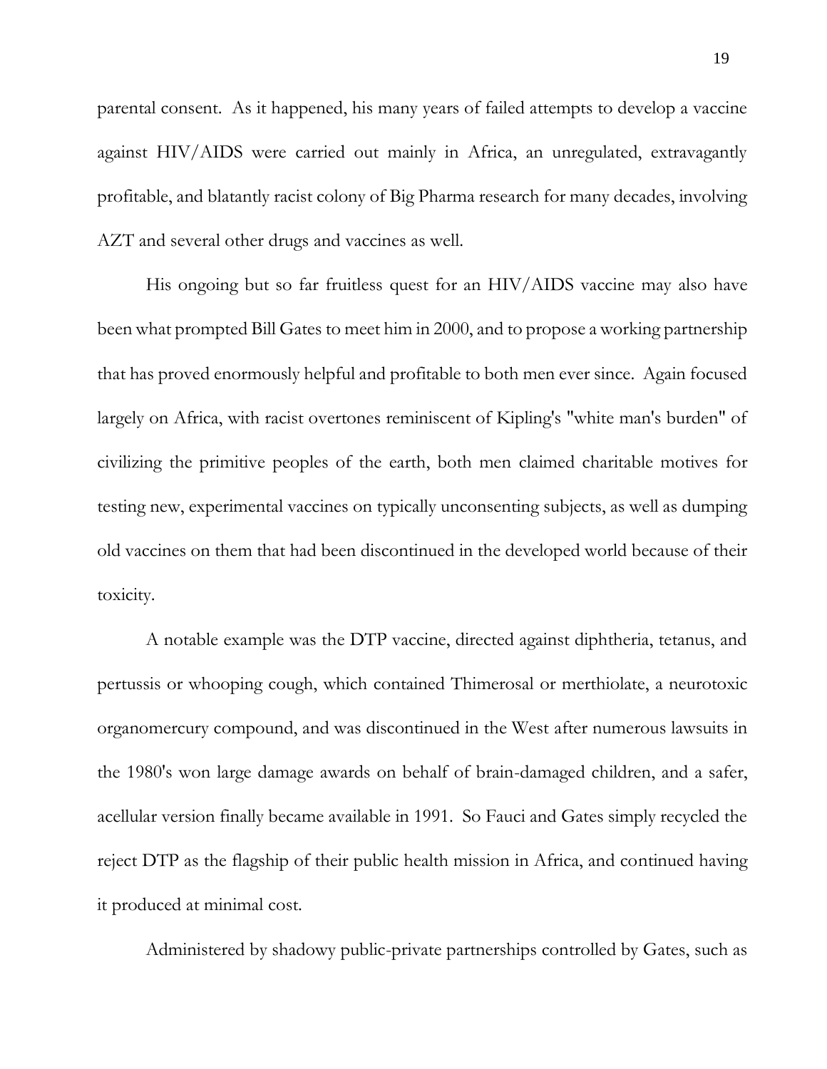parental consent. As it happened, his many years of failed attempts to develop a vaccine against HIV/AIDS were carried out mainly in Africa, an unregulated, extravagantly profitable, and blatantly racist colony of Big Pharma research for many decades, involving AZT and several other drugs and vaccines as well.

His ongoing but so far fruitless quest for an HIV/AIDS vaccine may also have been what prompted Bill Gates to meet him in 2000, and to propose a working partnership that has proved enormously helpful and profitable to both men ever since. Again focused largely on Africa, with racist overtones reminiscent of Kipling's "white man's burden" of civilizing the primitive peoples of the earth, both men claimed charitable motives for testing new, experimental vaccines on typically unconsenting subjects, as well as dumping old vaccines on them that had been discontinued in the developed world because of their toxicity.

A notable example was the DTP vaccine, directed against diphtheria, tetanus, and pertussis or whooping cough, which contained Thimerosal or merthiolate, a neurotoxic organomercury compound, and was discontinued in the West after numerous lawsuits in the 1980's won large damage awards on behalf of brain-damaged children, and a safer, acellular version finally became available in 1991. So Fauci and Gates simply recycled the reject DTP as the flagship of their public health mission in Africa, and continued having it produced at minimal cost.

Administered by shadowy public-private partnerships controlled by Gates, such as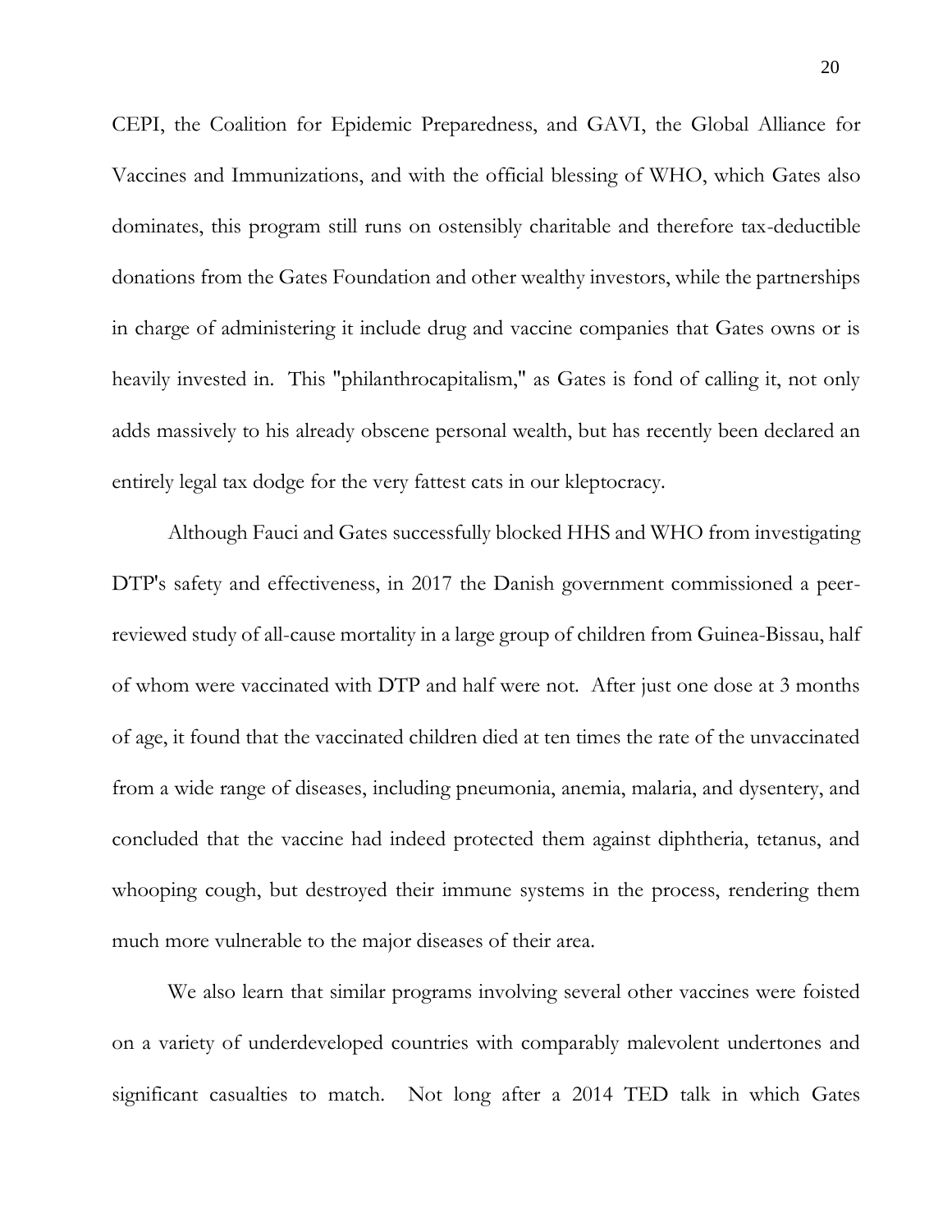CEPI, the Coalition for Epidemic Preparedness, and GAVI, the Global Alliance for Vaccines and Immunizations, and with the official blessing of WHO, which Gates also dominates, this program still runs on ostensibly charitable and therefore tax-deductible donations from the Gates Foundation and other wealthy investors, while the partnerships in charge of administering it include drug and vaccine companies that Gates owns or is heavily invested in. This "philanthrocapitalism," as Gates is fond of calling it, not only adds massively to his already obscene personal wealth, but has recently been declared an entirely legal tax dodge for the very fattest cats in our kleptocracy.

Although Fauci and Gates successfully blocked HHS and WHO from investigating DTP's safety and effectiveness, in 2017 the Danish government commissioned a peer-reviewed study of all-cause mortality in a large group of children from Guinea-Bissau, half of whom were vaccinated with DTP and half were not. After just one dose at 3 months of age, it found that the vaccinated children died at ten times the rate of the unvaccinated from a wide range of diseases, including pneumonia, anemia, malaria, and dysentery, and concluded that the vaccine had indeed protected them against diphtheria, tetanus, and whooping cough, but destroyed their immune systems in the process, rendering them much more vulnerable to the major diseases of their area.

We also learn that similar programs involving several other vaccines were foisted on a variety of underdeveloped countries with comparably malevolent undertones and significant casualties to match. Not long after a 2014 TED talk in which Gates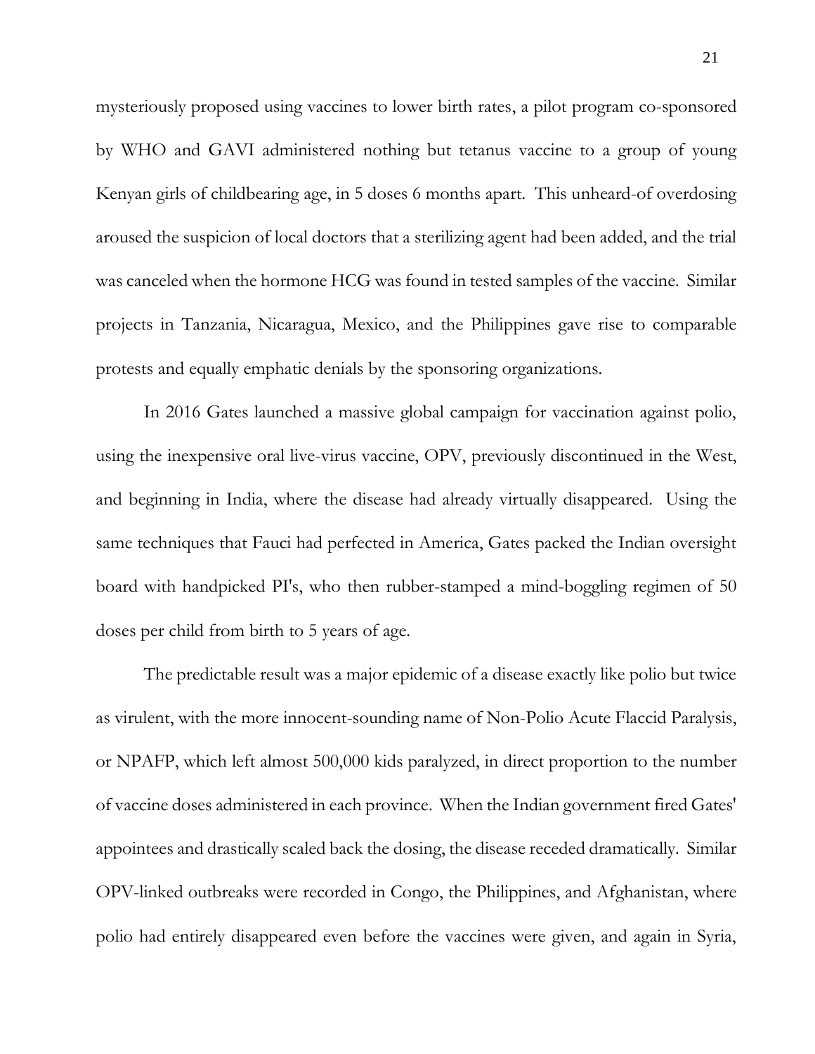mysteriously proposed using vaccines to lower birth rates, a pilot program co-sponsored by WHO and GAVI administered nothing but tetanus vaccine to a group of young Kenyan girls of childbearing age, in 5 doses 6 months apart. This unheard-of overdosing aroused the suspicion of local doctors that a sterilizing agent had been added, and the trial was canceled when the hormone HCG was found in tested samples of the vaccine. Similar projects in Tanzania, Nicaragua, Mexico, and the Philippines gave rise to comparable protests and equally emphatic denials by the sponsoring organizations.

In 2016 Gates launched a massive global campaign for vaccination against polio, using the inexpensive oral live-virus vaccine, OPV, previously discontinued in the West, and beginning in India, where the disease had already virtually disappeared. Using the same techniques that Fauci had perfected in America, Gates packed the Indian oversight board with handpicked PI's, who then rubber-stamped a mind-boggling regimen of 50 doses per child from birth to 5 years of age.

The predictable result was a major epidemic of a disease exactly like polio but twice as virulent, with the more innocent-sounding name of Non-Polio Acute Flaccid Paralysis, or NPAFP, which left almost 500,000 kids paralyzed, in direct proportion to the number of vaccine doses administered in each province. When the Indian government fired Gates' appointees and drastically scaled back the dosing, the disease receded dramatically. Similar OPV-linked outbreaks were recorded in Congo, the Philippines, and Afghanistan, where polio had entirely disappeared even before the vaccines were given, and again in Syria,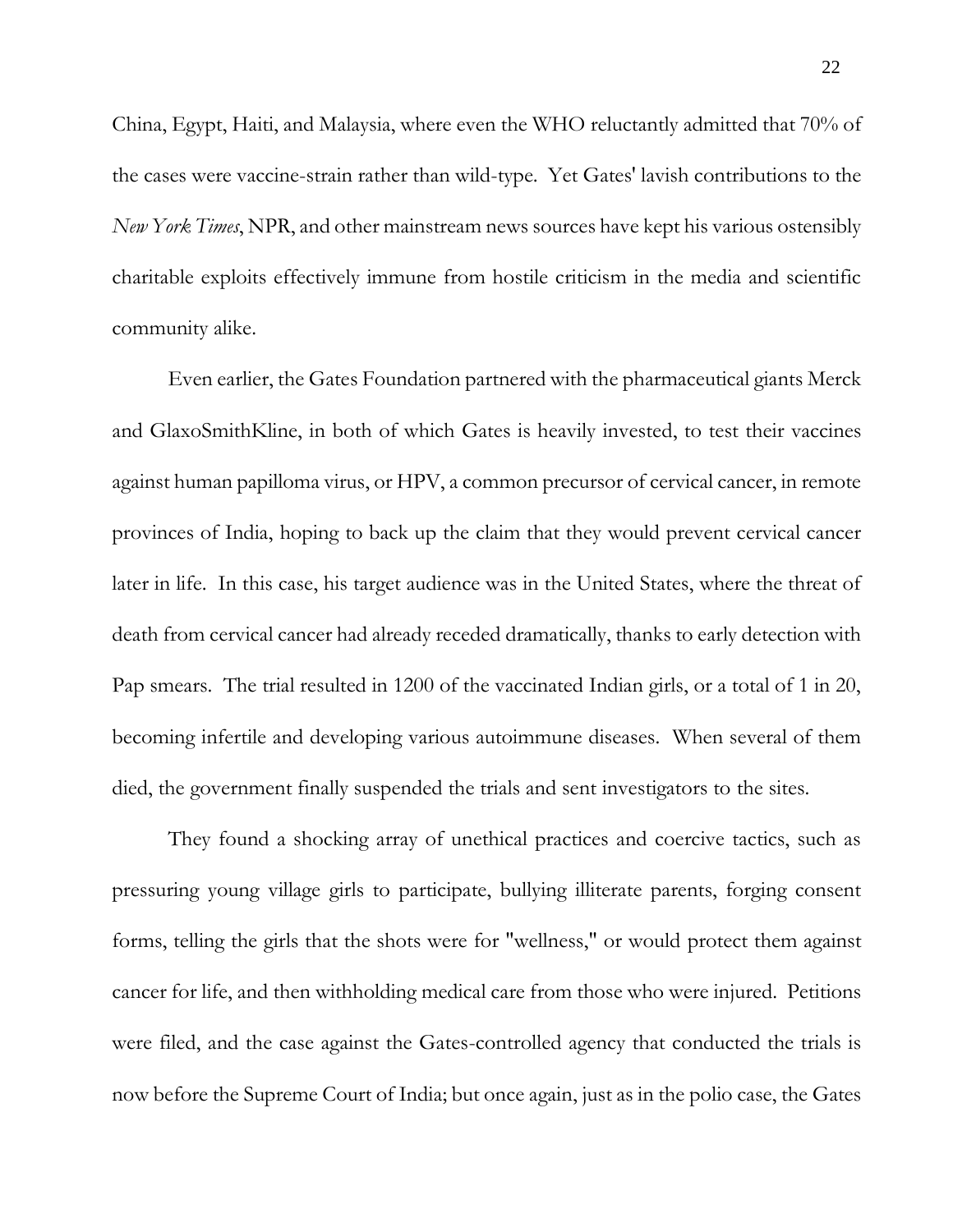China, Egypt, Haiti, and Malaysia, where even the WHO reluctantly admitted that 70% of the cases were vaccine-strain rather than wild-type. Yet Gates' lavish contributions to the *New York Times*, NPR, and other mainstream news sources have kept his various ostensibly charitable exploits effectively immune from hostile criticism in the media and scientific community alike.

Even earlier, the Gates Foundation partnered with the pharmaceutical giants Merck and GlaxoSmithKline, in both of which Gates is heavily invested, to test their vaccines against human papilloma virus, or HPV, a common precursor of cervical cancer, in remote provinces of India, hoping to back up the claim that they would prevent cervical cancer later in life. In this case, his target audience was in the United States, where the threat of death from cervical cancer had already receded dramatically, thanks to early detection with Pap smears. The trial resulted in 1200 of the vaccinated Indian girls, or a total of 1 in 20, becoming infertile and developing various autoimmune diseases. When several of them died, the government finally suspended the trials and sent investigators to the sites.

They found a shocking array of unethical practices and coercive tactics, such as pressuring young village girls to participate, bullying illiterate parents, forging consent forms, telling the girls that the shots were for "wellness," or would protect them against cancer for life, and then withholding medical care from those who were injured. Petitions were filed, and the case against the Gates-controlled agency that conducted the trials is now before the Supreme Court of India; but once again, just as in the polio case, the Gates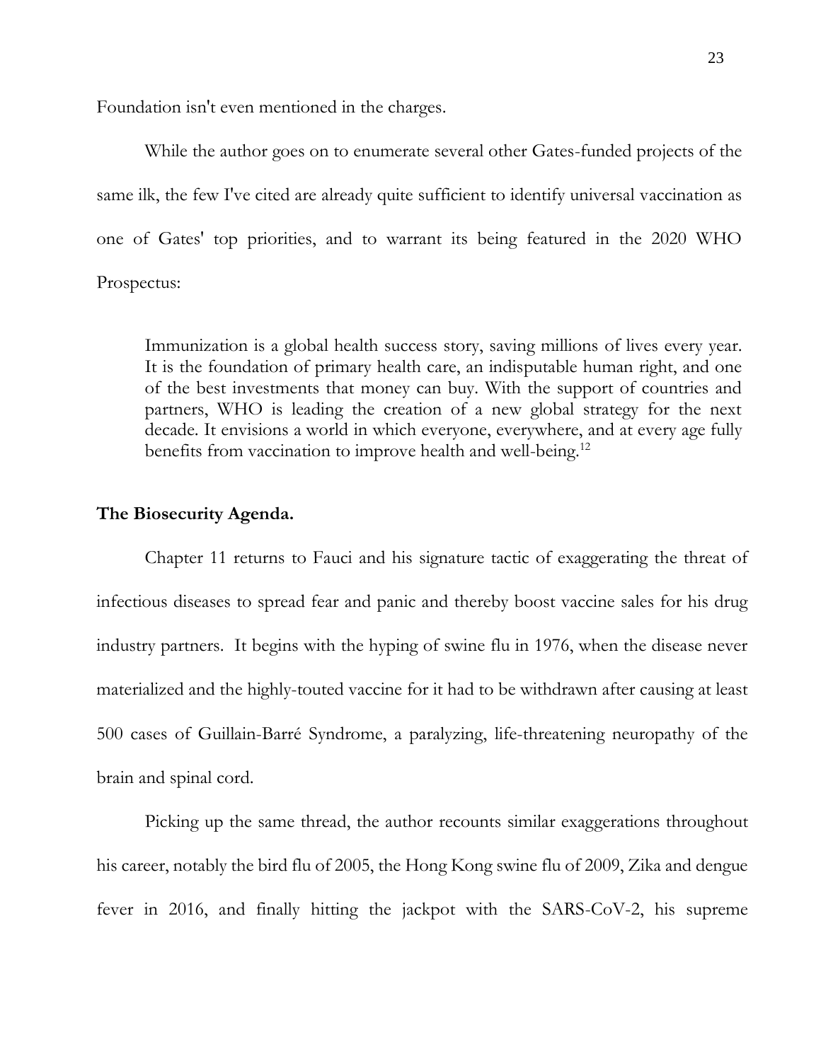Foundation isn't even mentioned in the charges.

While the author goes on to enumerate several other Gates-funded projects of the same ilk, the few I've cited are already quite sufficient to identify universal vaccination as one of Gates' top priorities, and to warrant its being featured in the 2020 WHO Prospectus:

> Immunization is a global health success story, saving millions of lives every year. It is the foundation of primary health care, an indisputable human right, and one of the best investments that money can buy. With the support of countries and partners, WHO is leading the creation of a new global strategy for the next decade. It envisions a world in which everyone, everywhere, and at every age fully benefits from vaccination to improve health and well-being.[12]

**The Biosecurity Agenda.**

Chapter 11 returns to Fauci and his signature tactic of exaggerating the threat of infectious diseases to spread fear and panic and thereby boost vaccine sales for his drug industry partners. It begins with the hyping of swine flu in 1976, when the disease never materialized and the highly-touted vaccine for it had to be withdrawn after causing at least 500 cases of Guillain-Barré Syndrome, a paralyzing, life-threatening neuropathy of the brain and spinal cord.

Picking up the same thread, the author recounts similar exaggerations throughout his career, notably the bird flu of 2005, the Hong Kong swine flu of 2009, Zika and dengue fever in 2016, and finally hitting the jackpot with the SARS-CoV-2, his supreme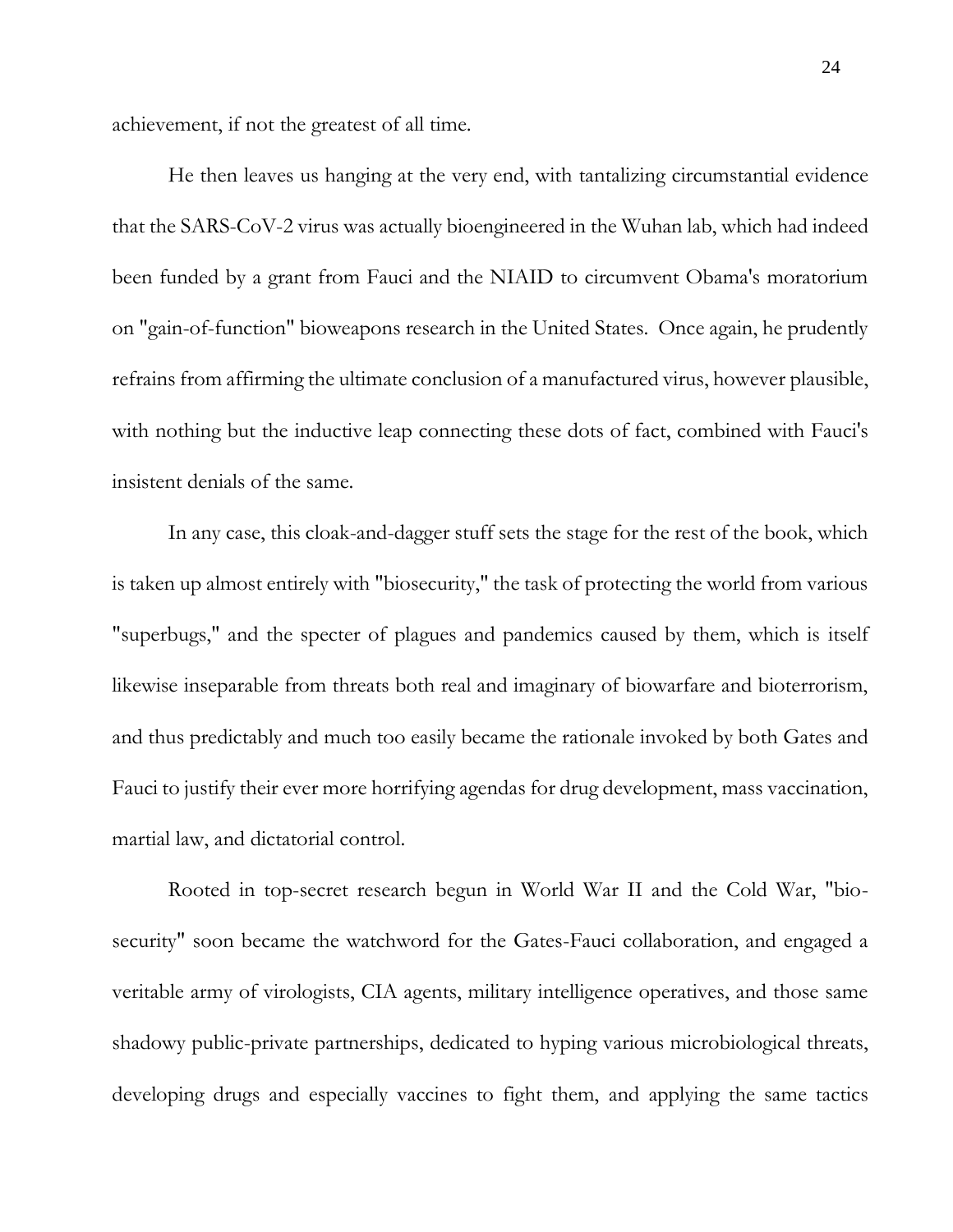achievement, if not the greatest of all time.

He then leaves us hanging at the very end, with tantalizing circumstantial evidence that the SARS-CoV-2 virus was actually bioengineered in the Wuhan lab, which had indeed been funded by a grant from Fauci and the NIAID to circumvent Obama's moratorium on "gain-of-function" bioweapons research in the United States. Once again, he prudently refrains from affirming the ultimate conclusion of a manufactured virus, however plausible, with nothing but the inductive leap connecting these dots of fact, combined with Fauci's insistent denials of the same.

In any case, this cloak-and-dagger stuff sets the stage for the rest of the book, which is taken up almost entirely with "biosecurity," the task of protecting the world from various "superbugs," and the specter of plagues and pandemics caused by them, which is itself likewise inseparable from threats both real and imaginary of biowarfare and bioterrorism, and thus predictably and much too easily became the rationale invoked by both Gates and Fauci to justify their ever more horrifying agendas for drug development, mass vaccination, martial law, and dictatorial control.

Rooted in top-secret research begun in World War II and the Cold War, "bio-security" soon became the watchword for the Gates-Fauci collaboration, and engaged a veritable army of virologists, CIA agents, military intelligence operatives, and those same shadowy public-private partnerships, dedicated to hyping various microbiological threats, developing drugs and especially vaccines to fight them, and applying the same tactics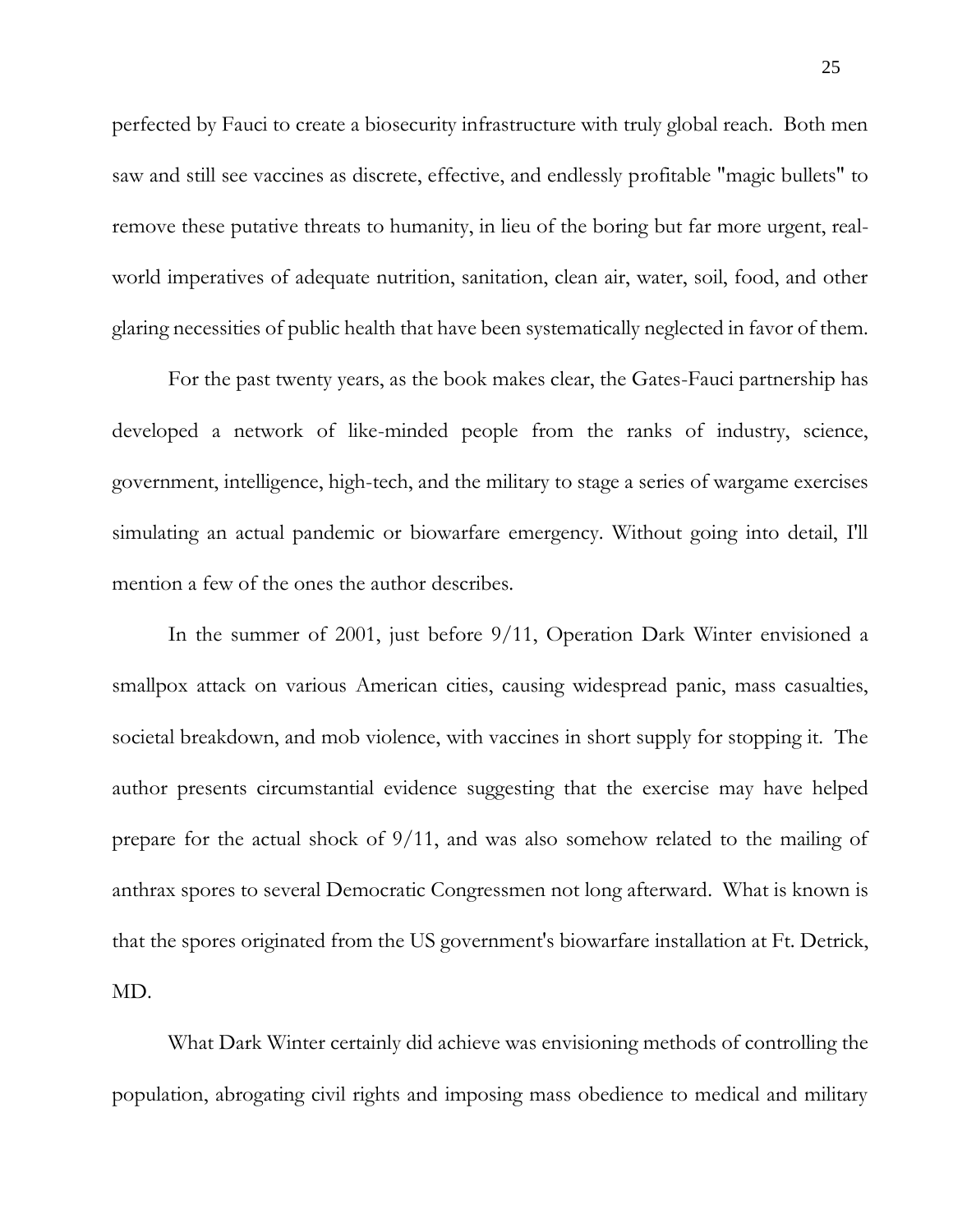perfected by Fauci to create a biosecurity infrastructure with truly global reach. Both men saw and still see vaccines as discrete, effective, and endlessly profitable "magic bullets" to remove these putative threats to humanity, in lieu of the boring but far more urgent, real-world imperatives of adequate nutrition, sanitation, clean air, water, soil, food, and other glaring necessities of public health that have been systematically neglected in favor of them.

For the past twenty years, as the book makes clear, the Gates-Fauci partnership has developed a network of like-minded people from the ranks of industry, science, government, intelligence, high-tech, and the military to stage a series of wargame exercises simulating an actual pandemic or biowarfare emergency. Without going into detail, I'll mention a few of the ones the author describes.

In the summer of 2001, just before 9/11, Operation Dark Winter envisioned a smallpox attack on various American cities, causing widespread panic, mass casualties, societal breakdown, and mob violence, with vaccines in short supply for stopping it. The author presents circumstantial evidence suggesting that the exercise may have helped prepare for the actual shock of 9/11, and was also somehow related to the mailing of anthrax spores to several Democratic Congressmen not long afterward. What is known is that the spores originated from the US government's biowarfare installation at Ft. Detrick, MD.

What Dark Winter certainly did achieve was envisioning methods of controlling the population, abrogating civil rights and imposing mass obedience to medical and military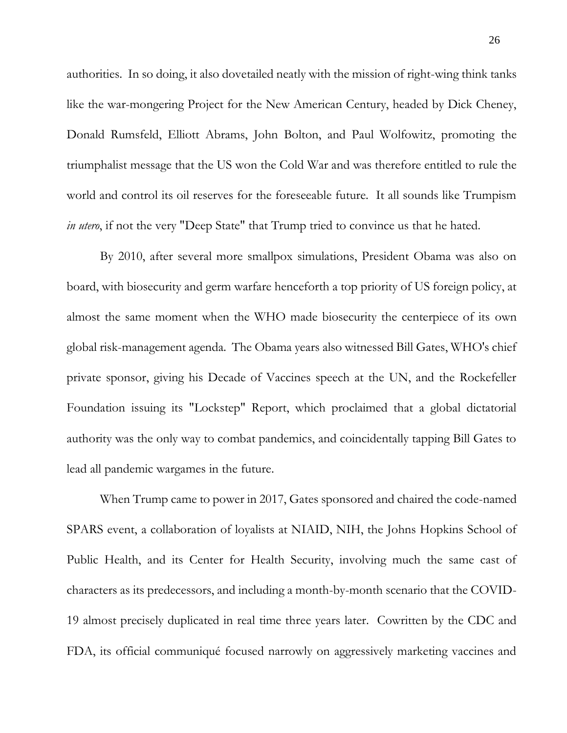authorities. In so doing, it also dovetailed neatly with the mission of right-wing think tanks like the war-mongering Project for the New American Century, headed by Dick Cheney, Donald Rumsfeld, Elliott Abrams, John Bolton, and Paul Wolfowitz, promoting the triumphalist message that the US won the Cold War and was therefore entitled to rule the world and control its oil reserves for the foreseeable future. It all sounds like Trumpism *in utero*, if not the very "Deep State" that Trump tried to convince us that he hated.

By 2010, after several more smallpox simulations, President Obama was also on board, with biosecurity and germ warfare henceforth a top priority of US foreign policy, at almost the same moment when the WHO made biosecurity the centerpiece of its own global risk-management agenda. The Obama years also witnessed Bill Gates, WHO's chief private sponsor, giving his Decade of Vaccines speech at the UN, and the Rockefeller Foundation issuing its "Lockstep" Report, which proclaimed that a global dictatorial authority was the only way to combat pandemics, and coincidentally tapping Bill Gates to lead all pandemic wargames in the future.

When Trump came to power in 2017, Gates sponsored and chaired the code-named SPARS event, a collaboration of loyalists at NIAID, NIH, the Johns Hopkins School of Public Health, and its Center for Health Security, involving much the same cast of characters as its predecessors, and including a month-by-month scenario that the COVID-19 almost precisely duplicated in real time three years later. Cowritten by the CDC and FDA, its official communiqué focused narrowly on aggressively marketing vaccines and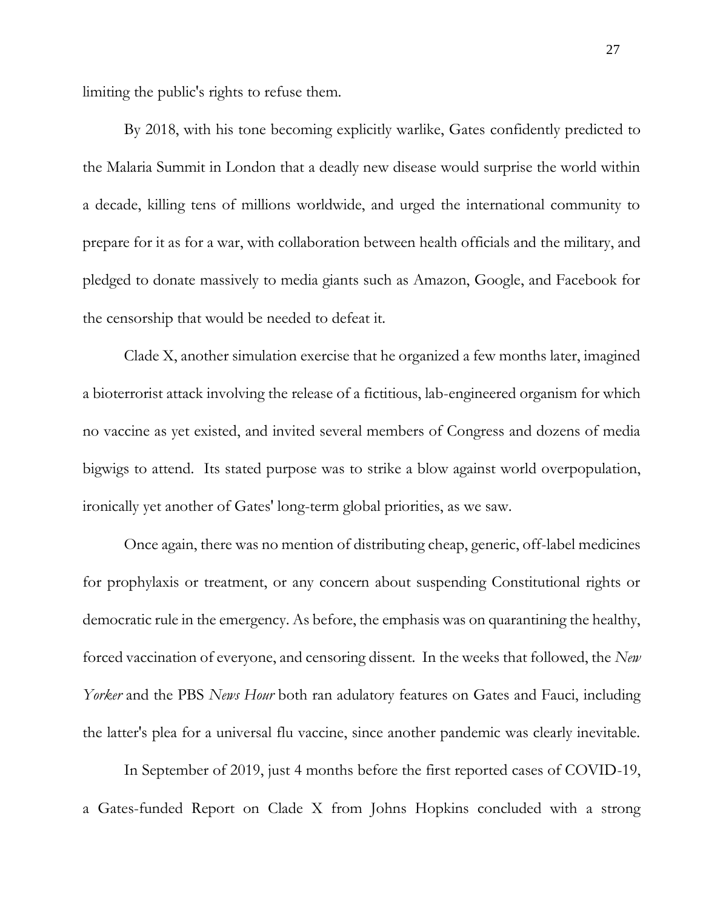limiting the public's rights to refuse them.

By 2018, with his tone becoming explicitly warlike, Gates confidently predicted to the Malaria Summit in London that a deadly new disease would surprise the world within a decade, killing tens of millions worldwide, and urged the international community to prepare for it as for a war, with collaboration between health officials and the military, and pledged to donate massively to media giants such as Amazon, Google, and Facebook for the censorship that would be needed to defeat it.

Clade X, another simulation exercise that he organized a few months later, imagined a bioterrorist attack involving the release of a fictitious, lab-engineered organism for which no vaccine as yet existed, and invited several members of Congress and dozens of media bigwigs to attend. Its stated purpose was to strike a blow against world overpopulation, ironically yet another of Gates' long-term global priorities, as we saw.

Once again, there was no mention of distributing cheap, generic, off-label medicines for prophylaxis or treatment, or any concern about suspending Constitutional rights or democratic rule in the emergency. As before, the emphasis was on quarantining the healthy, forced vaccination of everyone, and censoring dissent. In the weeks that followed, the *New Yorker* and the PBS *News Hour* both ran adulatory features on Gates and Fauci, including the latter's plea for a universal flu vaccine, since another pandemic was clearly inevitable.

In September of 2019, just 4 months before the first reported cases of COVID-19, a Gates-funded Report on Clade X from Johns Hopkins concluded with a strong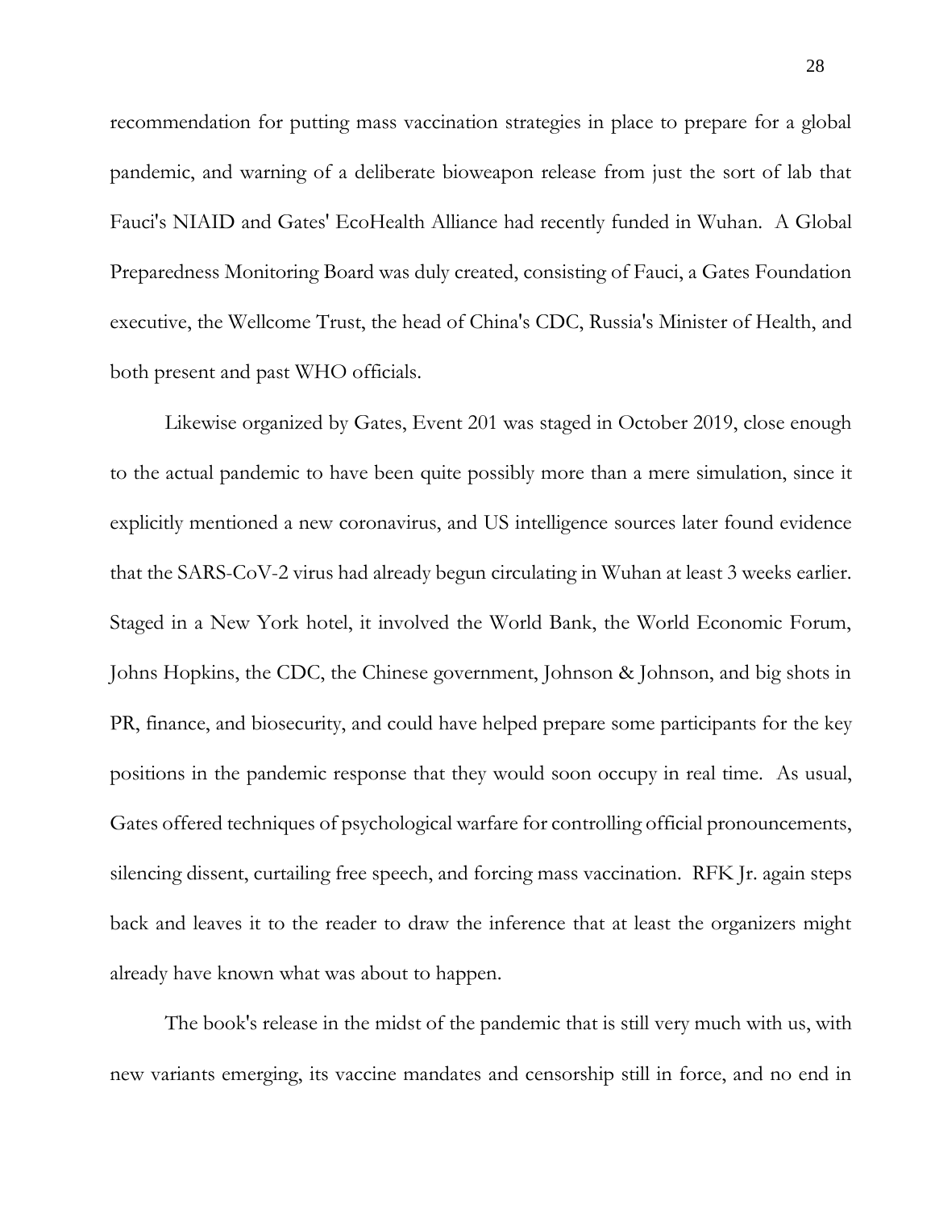recommendation for putting mass vaccination strategies in place to prepare for a global pandemic, and warning of a deliberate bioweapon release from just the sort of lab that Fauci's NIAID and Gates' EcoHealth Alliance had recently funded in Wuhan. A Global Preparedness Monitoring Board was duly created, consisting of Fauci, a Gates Foundation executive, the Wellcome Trust, the head of China's CDC, Russia's Minister of Health, and both present and past WHO officials.

Likewise organized by Gates, Event 201 was staged in October 2019, close enough to the actual pandemic to have been quite possibly more than a mere simulation, since it explicitly mentioned a new coronavirus, and US intelligence sources later found evidence that the SARS-CoV-2 virus had already begun circulating in Wuhan at least 3 weeks earlier. Staged in a New York hotel, it involved the World Bank, the World Economic Forum, Johns Hopkins, the CDC, the Chinese government, Johnson & Johnson, and big shots in PR, finance, and biosecurity, and could have helped prepare some participants for the key positions in the pandemic response that they would soon occupy in real time. As usual, Gates offered techniques of psychological warfare for controlling official pronouncements, silencing dissent, curtailing free speech, and forcing mass vaccination. RFK Jr. again steps back and leaves it to the reader to draw the inference that at least the organizers might already have known what was about to happen.

The book's release in the midst of the pandemic that is still very much with us, with new variants emerging, its vaccine mandates and censorship still in force, and no end in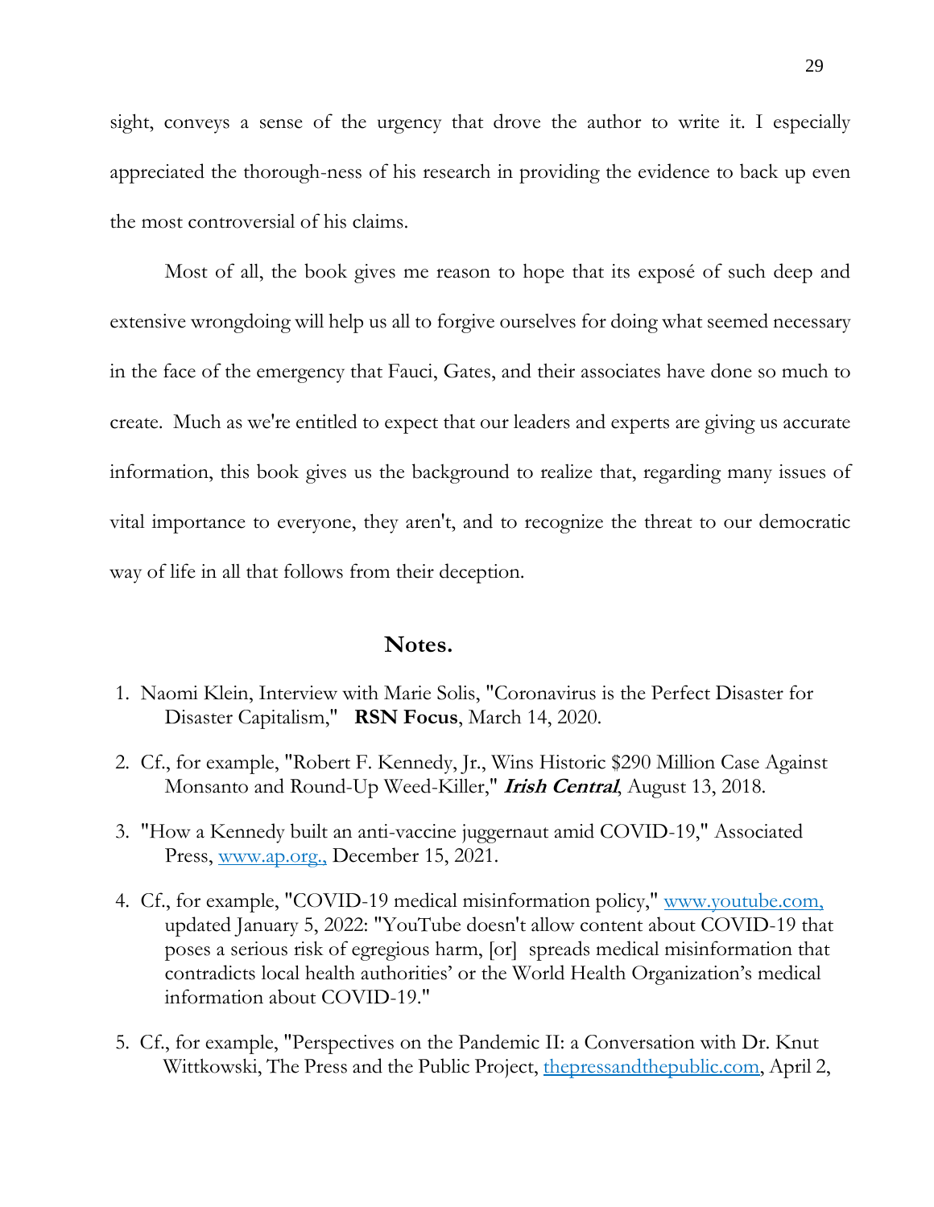sight, conveys a sense of the urgency that drove the author to write it. I especially appreciated the thorough-ness of his research in providing the evidence to back up even the most controversial of his claims.

Most of all, the book gives me reason to hope that its exposé of such deep and extensive wrongdoing will help us all to forgive ourselves for doing what seemed necessary in the face of the emergency that Fauci, Gates, and their associates have done so much to create. Much as we're entitled to expect that our leaders and experts are giving us accurate information, this book gives us the background to realize that, regarding many issues of vital importance to everyone, they aren't, and to recognize the threat to our democratic way of life in all that follows from their deception.

## Notes.

1. Naomi Klein, Interview with Marie Solis, "Coronavirus is the Perfect Disaster for Disaster Capitalism," **RSN Focus**, March 14, 2020.

2. Cf., for example, "Robert F. Kennedy, Jr., Wins Historic $290 Million Case Against Monsanto and Round-Up Weed-Killer," ***Irish Central***, August 13, 2018.

3. "How a Kennedy built an anti-vaccine juggernaut amid COVID-19," Associated Press, www.ap.org., December 15, 2021.

4. Cf., for example, "COVID-19 medical misinformation policy," www.youtube.com, updated January 5, 2022: "YouTube doesn't allow content about COVID-19 that poses a serious risk of egregious harm, [or] spreads medical misinformation that contradicts local health authorities' or the World Health Organization's medical information about COVID-19."

5. Cf., for example, "Perspectives on the Pandemic II: a Conversation with Dr. Knut Wittkowski, The Press and the Public Project, thepressandthepublic.com, April 2,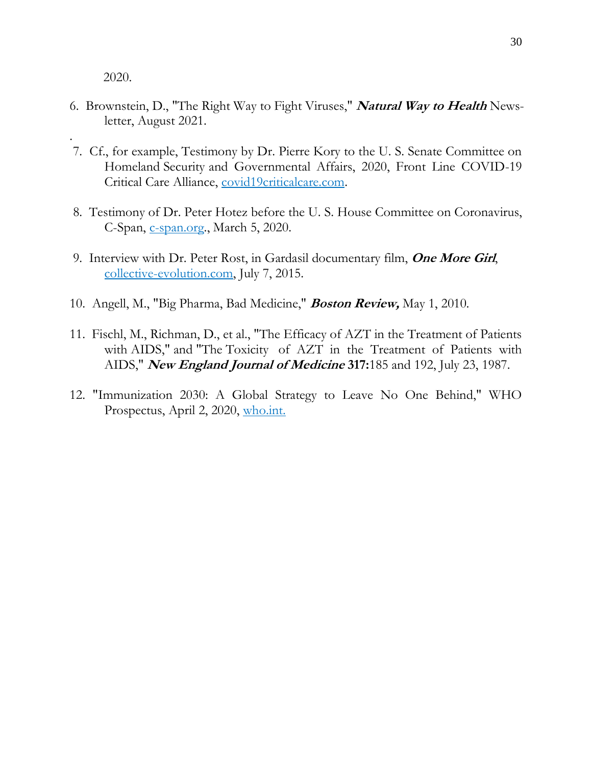2020.

6. Brownstein, D., "The Right Way to Fight Viruses," ***Natural Way to Health*** Newsletter, August 2021.

.

7. Cf., for example, Testimony by Dr. Pierre Kory to the U. S. Senate Committee on Homeland Security and Governmental Affairs, 2020, Front Line COVID-19 Critical Care Alliance, covid19criticalcare.com.

8. Testimony of Dr. Peter Hotez before the U. S. House Committee on Coronavirus, C-Span, c-span.org., March 5, 2020.

9. Interview with Dr. Peter Rost, in Gardasil documentary film, ***One More Girl***, collective-evolution.com, July 7, 2015.

10. Angell, M., "Big Pharma, Bad Medicine," ***Boston Review,*** May 1, 2010.

11. Fischl, M., Richman, D., et al., "The Efficacy of AZT in the Treatment of Patients with AIDS," and "The Toxicity of AZT in the Treatment of Patients with AIDS," ***New England Journal of Medicine*** **317:**185 and 192, July 23, 1987.

12. "Immunization 2030: A Global Strategy to Leave No One Behind," WHO Prospectus, April 2, 2020, who.int.